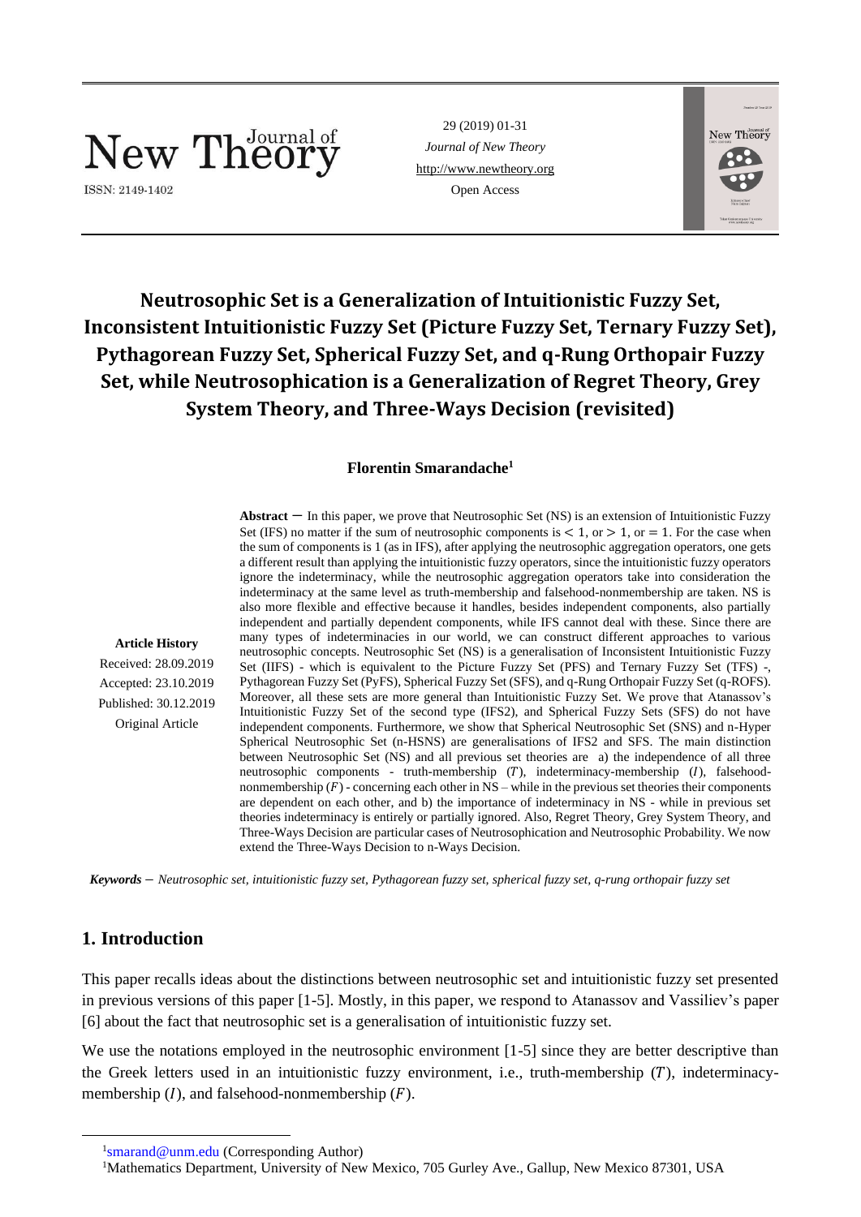# Neutrosophic Set is a Generalization of Intuitionistic Fuzzy Set, Inconsistent Intuitionistic Fuzzy Set (Picture Fuzzy Set, Ternary Fuzzy Set), Pythagorean Fuzzy Set, Spherical Fuzzy Set, and q-Rung Orthopair Fuzzy Set, while Neutrosophication is a Generalization of Regret Theory, Grey System Theory, and Three-Ways Decision (revisited)

**Florentin Smarandache**[1]

**Article History**
Received: 28.09.2019
Accepted: 23.10.2019
Published: 30.12.2019
Original Article

**Abstract** − In this paper, we prove that Neutrosophic Set (NS) is an extension of Intuitionistic Fuzzy Set (IFS) no matter if the sum of neutrosophic components is $< 1$, or $> 1$, or $= 1$. For the case when the sum of components is 1 (as in IFS), after applying the neutrosophic aggregation operators, one gets a different result than applying the intuitionistic fuzzy operators, since the intuitionistic fuzzy operators ignore the indeterminacy, while the neutrosophic aggregation operators take into consideration the indeterminacy at the same level as truth-membership and falsehood-nonmembership are taken. NS is also more flexible and effective because it handles, besides independent components, also partially independent and partially dependent components, while IFS cannot deal with these. Since there are many types of indeterminacies in our world, we can construct different approaches to various neutrosophic concepts. Neutrosophic Set (NS) is a generalisation of Inconsistent Intuitionistic Fuzzy Set (IIFS) - which is equivalent to the Picture Fuzzy Set (PFS) and Ternary Fuzzy Set (TFS) -, Pythagorean Fuzzy Set (PyFS), Spherical Fuzzy Set (SFS), and q-Rung Orthopair Fuzzy Set (q-ROFS). Moreover, all these sets are more general than Intuitionistic Fuzzy Set. We prove that Atanassov's Intuitionistic Fuzzy Set of the second type (IFS2), and Spherical Fuzzy Sets (SFS) do not have independent components. Furthermore, we show that Spherical Neutrosophic Set (SNS) and n-Hyper Spherical Neutrosophic Set (n-HSNS) are generalisations of IFS2 and SFS. The main distinction between Neutrosophic Set (NS) and all previous set theories are a) the independence of all three neutrosophic components - truth-membership ($T$), indeterminacy-membership ($I$), falsehood-nonmembership ($F$) - concerning each other in NS – while in the previous set theories their components are dependent on each other, and b) the importance of indeterminacy in NS - while in previous set theories indeterminacy is entirely or partially ignored. Also, Regret Theory, Grey System Theory, and Three-Ways Decision are particular cases of Neutrosophication and Neutrosophic Probability. We now extend the Three-Ways Decision to n-Ways Decision.

***Keywords*** − *Neutrosophic set, intuitionistic fuzzy set, Pythagorean fuzzy set, spherical fuzzy set, q-rung orthopair fuzzy set*

## 1. Introduction

This paper recalls ideas about the distinctions between neutrosophic set and intuitionistic fuzzy set presented in previous versions of this paper [1-5]. Mostly, in this paper, we respond to Atanassov and Vassiliev's paper [6] about the fact that neutrosophic set is a generalisation of intuitionistic fuzzy set.

We use the notations employed in the neutrosophic environment [1-5] since they are better descriptive than the Greek letters used in an intuitionistic fuzzy environment, i.e., truth-membership ($T$), indeterminacy-membership ($I$), and falsehood-nonmembership ($F$).

[1]smarand@unm.edu (Corresponding Author)
[1]Mathematics Department, University of New Mexico, 705 Gurley Ave., Gallup, New Mexico 87301, USA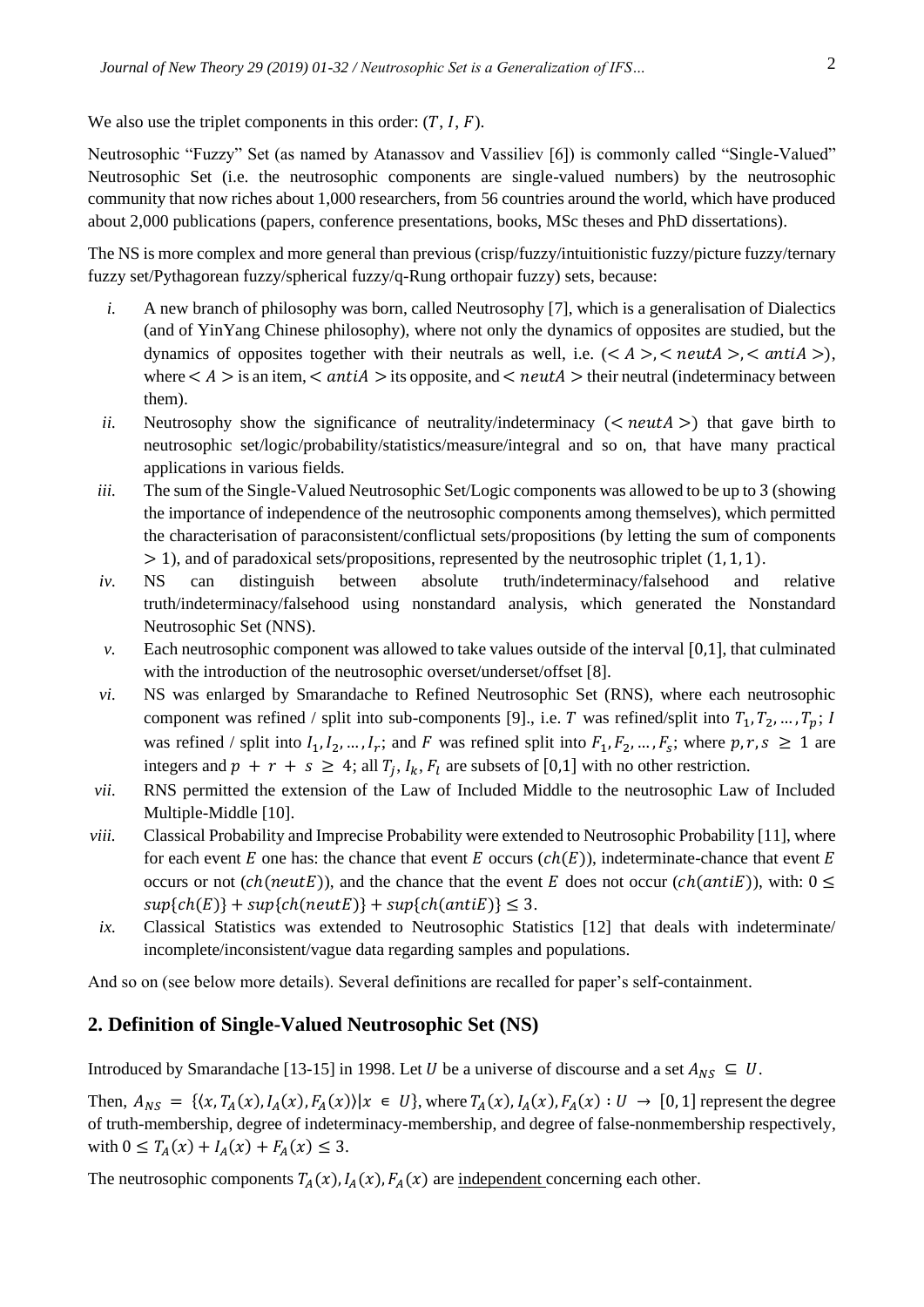We also use the triplet components in this order: $(T, I, F)$.

Neutrosophic "Fuzzy" Set (as named by Atanassov and Vassiliev [6]) is commonly called "Single-Valued" Neutrosophic Set (i.e. the neutrosophic components are single-valued numbers) by the neutrosophic community that now riches about 1,000 researchers, from 56 countries around the world, which have produced about 2,000 publications (papers, conference presentations, books, MSc theses and PhD dissertations).

The NS is more complex and more general than previous (crisp/fuzzy/intuitionistic fuzzy/picture fuzzy/ternary fuzzy set/Pythagorean fuzzy/spherical fuzzy/q-Rung orthopair fuzzy) sets, because:

*i.* A new branch of philosophy was born, called Neutrosophy [7], which is a generalisation of Dialectics (and of YinYang Chinese philosophy), where not only the dynamics of opposites are studied, but the dynamics of opposites together with their neutrals as well, i.e. $(< A >, < neutA >, < antiA >)$, where $< A >$ is an item, $< antiA >$ its opposite, and $< neutA >$ their neutral (indeterminacy between them).

*ii.* Neutrosophy show the significance of neutrality/indeterminacy ($< neutA >$) that gave birth to neutrosophic set/logic/probability/statistics/measure/integral and so on, that have many practical applications in various fields.

*iii.* The sum of the Single-Valued Neutrosophic Set/Logic components was allowed to be up to 3 (showing the importance of independence of the neutrosophic components among themselves), which permitted the characterisation of paraconsistent/conflictual sets/propositions (by letting the sum of components $> 1$), and of paradoxical sets/propositions, represented by the neutrosophic triplet $(1, 1, 1)$.

*iv.* NS can distinguish between absolute truth/indeterminacy/falsehood and relative truth/indeterminacy/falsehood using nonstandard analysis, which generated the Nonstandard Neutrosophic Set (NNS).

*v.* Each neutrosophic component was allowed to take values outside of the interval $[0,1]$, that culminated with the introduction of the neutrosophic overset/underset/offset [8].

*vi.* NS was enlarged by Smarandache to Refined Neutrosophic Set (RNS), where each neutrosophic component was refined / split into sub-components [9]., i.e. $T$ was refined/split into $T_1, T_2, \ldots, T_p$; $I$ was refined / split into $I_1, I_2, \ldots, I_r$; and $F$ was refined split into $F_1, F_2, \ldots, F_s$; where $p, r, s \geq 1$ are integers and $p + r + s \geq 4$; all $T_j, I_k, F_l$ are subsets of $[0,1]$ with no other restriction.

*vii.* RNS permitted the extension of the Law of Included Middle to the neutrosophic Law of Included Multiple-Middle [10].

*viii.* Classical Probability and Imprecise Probability were extended to Neutrosophic Probability [11], where for each event $E$ one has: the chance that event $E$ occurs ($ch(E)$), indeterminate-chance that event $E$ occurs or not ($ch(neutE)$), and the chance that the event $E$ does not occur ($ch(antiE)$), with: $0 \leq sup\{ch(E)\} + sup\{ch(neutE)\} + sup\{ch(antiE)\} \leq 3$.

*ix.* Classical Statistics was extended to Neutrosophic Statistics [12] that deals with indeterminate/ incomplete/inconsistent/vague data regarding samples and populations.

And so on (see below more details). Several definitions are recalled for paper's self-containment.

## 2. Definition of Single-Valued Neutrosophic Set (NS)

Introduced by Smarandache [13-15] in 1998. Let $U$ be a universe of discourse and a set $A_{NS} \subseteq U$.

Then, $A_{NS} = \{\langle x, T_A(x), I_A(x), F_A(x)\rangle | x \in U\}$, where $T_A(x), I_A(x), F_A(x) : U \to [0, 1]$ represent the degree of truth-membership, degree of indeterminacy-membership, and degree of false-nonmembership respectively, with $0 \leq T_A(x) + I_A(x) + F_A(x) \leq 3$.

The neutrosophic components $T_A(x), I_A(x), F_A(x)$ are independent concerning each other.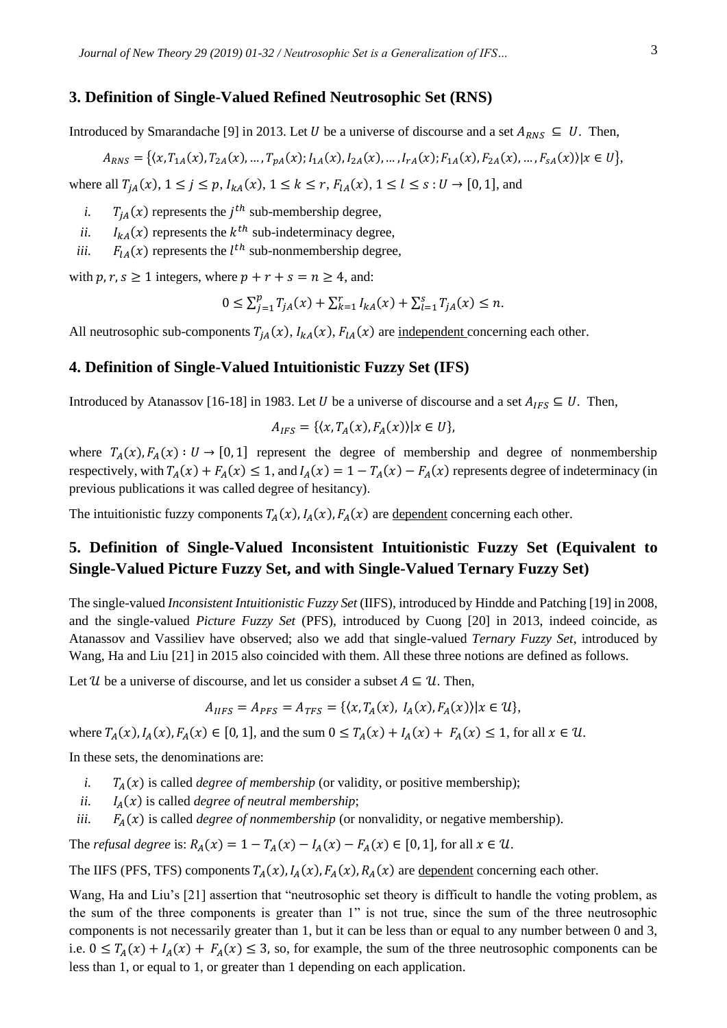## 3. Definition of Single-Valued Refined Neutrosophic Set (RNS)

Introduced by Smarandache [9] in 2013. Let $U$ be a universe of discourse and a set $A_{RNS} \subseteq U$. Then,

$$A_{RNS} = \{\langle x, T_{1A}(x), T_{2A}(x), \dots, T_{pA}(x); I_{1A}(x), I_{2A}(x), \dots, I_{rA}(x); F_{1A}(x), F_{2A}(x), \dots, F_{sA}(x)\rangle | x \in U\},$$

where all $T_{jA}(x)$, $1 \le j \le p$, $I_{kA}(x)$, $1 \le k \le r$, $F_{lA}(x)$, $1 \le l \le s : U \to [0, 1]$, and

*i.* $T_{jA}(x)$ represents the $j^{th}$ sub-membership degree,

*ii.* $I_{kA}(x)$ represents the $k^{th}$ sub-indeterminacy degree,

*iii.* $F_{lA}(x)$ represents the $l^{th}$ sub-nonmembership degree,

with $p, r, s \ge 1$ integers, where $p + r + s = n \ge 4$, and:

$$0 \le \sum_{j=1}^{p} T_{jA}(x) + \sum_{k=1}^{r} I_{kA}(x) + \sum_{l=1}^{s} T_{jA}(x) \le n.$$

All neutrosophic sub-components $T_{jA}(x)$, $I_{kA}(x)$, $F_{lA}(x)$ are independent concerning each other.

## 4. Definition of Single-Valued Intuitionistic Fuzzy Set (IFS)

Introduced by Atanassov [16-18] in 1983. Let $U$ be a universe of discourse and a set $A_{IFS} \subseteq U$. Then,

$$A_{IFS} = \{\langle x, T_A(x), F_A(x)\rangle | x \in U\},$$

where $T_A(x), F_A(x) : U \to [0, 1]$ represent the degree of membership and degree of nonmembership respectively, with $T_A(x) + F_A(x) \le 1$, and $I_A(x) = 1 - T_A(x) - F_A(x)$ represents degree of indeterminacy (in previous publications it was called degree of hesitancy).

The intuitionistic fuzzy components $T_A(x), I_A(x), F_A(x)$ are dependent concerning each other.

## 5. Definition of Single-Valued Inconsistent Intuitionistic Fuzzy Set (Equivalent to Single-Valued Picture Fuzzy Set, and with Single-Valued Ternary Fuzzy Set)

The single-valued *Inconsistent Intuitionistic Fuzzy Set* (IIFS), introduced by Hindde and Patching [19] in 2008, and the single-valued *Picture Fuzzy Set* (PFS), introduced by Cuong [20] in 2013, indeed coincide, as Atanassov and Vassiliev have observed; also we add that single-valued *Ternary Fuzzy Set*, introduced by Wang, Ha and Liu [21] in 2015 also coincided with them. All these three notions are defined as follows.

Let $\mathcal{U}$ be a universe of discourse, and let us consider a subset $A \subseteq \mathcal{U}$. Then,

$$A_{IIFS} = A_{PFS} = A_{TFS} = \{\langle x, T_A(x), I_A(x), F_A(x)\rangle | x \in \mathcal{U}\},$$

where $T_A(x), I_A(x), F_A(x) \in [0, 1]$, and the sum $0 \le T_A(x) + I_A(x) + F_A(x) \le 1$, for all $x \in \mathcal{U}$.

In these sets, the denominations are:

*i.* $T_A(x)$ is called *degree of membership* (or validity, or positive membership);

*ii.* $I_A(x)$ is called *degree of neutral membership*;

*iii.* $F_A(x)$ is called *degree of nonmembership* (or nonvalidity, or negative membership).

The *refusal degree* is: $R_A(x) = 1 - T_A(x) - I_A(x) - F_A(x) \in [0, 1]$, for all $x \in \mathcal{U}$.

The IIFS (PFS, TFS) components $T_A(x), I_A(x), F_A(x), R_A(x)$ are dependent concerning each other.

Wang, Ha and Liu's [21] assertion that "neutrosophic set theory is difficult to handle the voting problem, as the sum of the three components is greater than 1" is not true, since the sum of the three neutrosophic components is not necessarily greater than 1, but it can be less than or equal to any number between 0 and 3, i.e. $0 \le T_A(x) + I_A(x) + F_A(x) \le 3$, so, for example, the sum of the three neutrosophic components can be less than 1, or equal to 1, or greater than 1 depending on each application.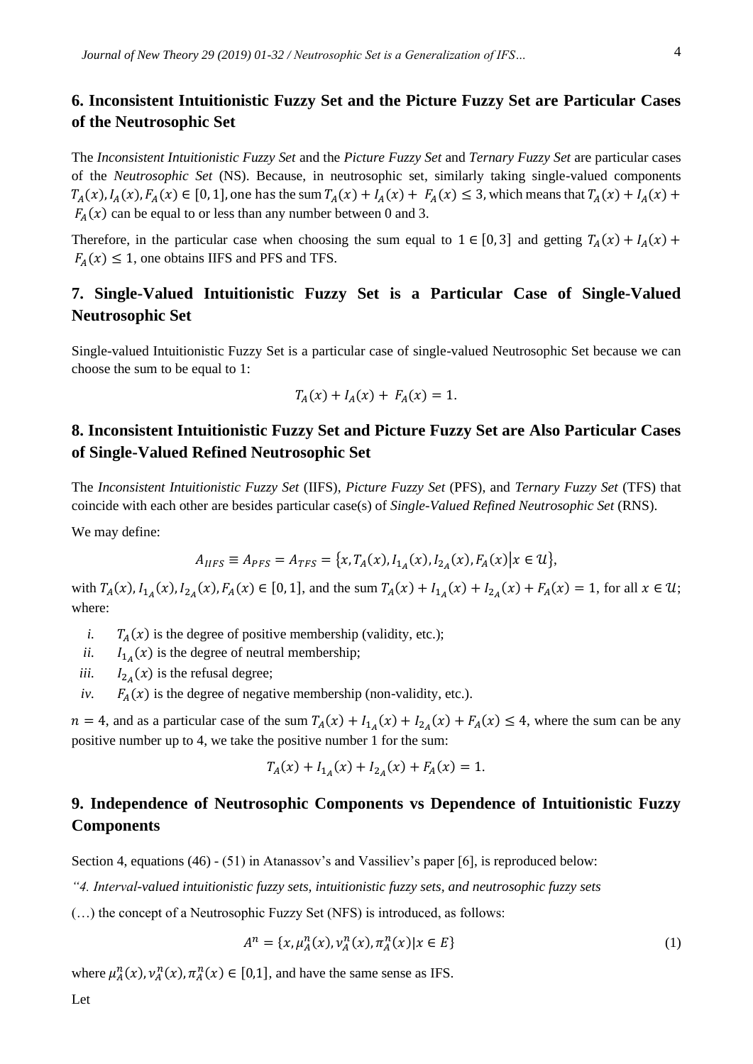## 6. Inconsistent Intuitionistic Fuzzy Set and the Picture Fuzzy Set are Particular Cases of the Neutrosophic Set

The *Inconsistent Intuitionistic Fuzzy Set* and the *Picture Fuzzy Set* and *Ternary Fuzzy Set* are particular cases of the *Neutrosophic Set* (NS). Because, in neutrosophic set, similarly taking single-valued components $T_A(x), I_A(x), F_A(x) \in [0, 1]$, one has the sum $T_A(x) + I_A(x) + F_A(x) \leq 3$, which means that $T_A(x) + I_A(x) + F_A(x)$ can be equal to or less than any number between 0 and 3.

Therefore, in the particular case when choosing the sum equal to $1 \in [0, 3]$ and getting $T_A(x) + I_A(x) + F_A(x) \leq 1$, one obtains IIFS and PFS and TFS.

## 7. Single-Valued Intuitionistic Fuzzy Set is a Particular Case of Single-Valued Neutrosophic Set

Single-valued Intuitionistic Fuzzy Set is a particular case of single-valued Neutrosophic Set because we can choose the sum to be equal to 1:

$$T_A(x) + I_A(x) + F_A(x) = 1.$$

## 8. Inconsistent Intuitionistic Fuzzy Set and Picture Fuzzy Set are Also Particular Cases of Single-Valued Refined Neutrosophic Set

The *Inconsistent Intuitionistic Fuzzy Set* (IIFS), *Picture Fuzzy Set* (PFS), and *Ternary Fuzzy Set* (TFS) that coincide with each other are besides particular case(s) of *Single-Valued Refined Neutrosophic Set* (RNS).

We may define:

$$A_{IIFS} \equiv A_{PFS} = A_{TFS} = \{x, T_A(x), I_{1_A}(x), I_{2_A}(x), F_A(x) | x \in \mathcal{U}\},$$

with $T_A(x), I_{1_A}(x), I_{2_A}(x), F_A(x) \in [0, 1]$, and the sum $T_A(x) + I_{1_A}(x) + I_{2_A}(x) + F_A(x) = 1$, for all $x \in \mathcal{U}$; where:

- *i.* $T_A(x)$ is the degree of positive membership (validity, etc.);
- *ii.* $I_{1_A}(x)$ is the degree of neutral membership;
- *iii.* $I_{2_A}(x)$ is the refusal degree;
- *iv.* $F_A(x)$ is the degree of negative membership (non-validity, etc.).

$n = 4$, and as a particular case of the sum $T_A(x) + I_{1_A}(x) + I_{2_A}(x) + F_A(x) \leq 4$, where the sum can be any positive number up to 4, we take the positive number 1 for the sum:

$$T_A(x) + I_{1_A}(x) + I_{2_A}(x) + F_A(x) = 1.$$

## 9. Independence of Neutrosophic Components vs Dependence of Intuitionistic Fuzzy Components

Section 4, equations (46) - (51) in Atanassov's and Vassiliev's paper [6], is reproduced below:

*"4. Interval-valued intuitionistic fuzzy sets, intuitionistic fuzzy sets, and neutrosophic fuzzy sets*

(…) the concept of a Neutrosophic Fuzzy Set (NFS) is introduced, as follows:

$$A^n = \{x, \mu_A^n(x), \nu_A^n(x), \pi_A^n(x) | x \in E\} \tag{1}$$

where $\mu_A^n(x), \nu_A^n(x), \pi_A^n(x) \in [0,1]$, and have the same sense as IFS.

Let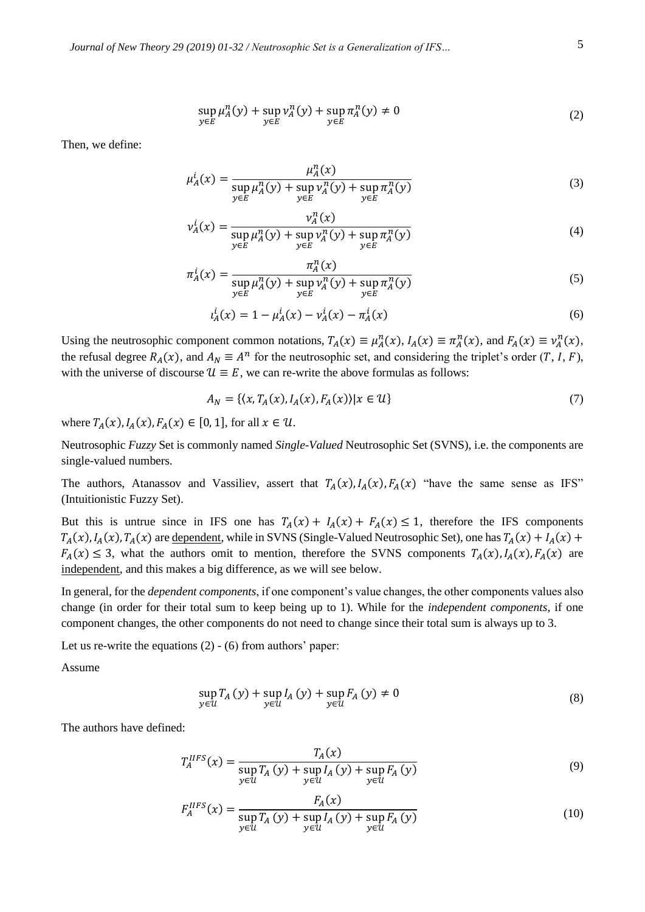$$\sup_{y\in E}\mu_A^n(y) + \sup_{y\in E}\nu_A^n(y) + \sup_{y\in E}\pi_A^n(y) \neq 0 \tag{2}$$

Then, we define:

$$\mu_A^i(x) = \frac{\mu_A^n(x)}{\sup_{y\in E}\mu_A^n(y) + \sup_{y\in E}\nu_A^n(y) + \sup_{y\in E}\pi_A^n(y)} \tag{3}$$

$$\nu_A^i(x) = \frac{\nu_A^n(x)}{\sup_{y\in E}\mu_A^n(y) + \sup_{y\in E}\nu_A^n(y) + \sup_{y\in E}\pi_A^n(y)} \tag{4}$$

$$\pi_A^i(x) = \frac{\pi_A^n(x)}{\sup_{y\in E}\mu_A^n(y) + \sup_{y\in E}\nu_A^n(y) + \sup_{y\in E}\pi_A^n(y)} \tag{5}$$

$$\iota_A^i(x) = 1 - \mu_A^i(x) - \nu_A^i(x) - \pi_A^i(x) \tag{6}$$

Using the neutrosophic component common notations, $T_A(x) \equiv \mu_A^n(x)$, $I_A(x) \equiv \pi_A^n(x)$, and $F_A(x) \equiv \nu_A^n(x)$, the refusal degree $R_A(x)$, and $A_N \equiv A^n$ for the neutrosophic set, and considering the triplet's order $(T, I, F)$, with the universe of discourse $\mathcal{U} \equiv E$, we can re-write the above formulas as follows:

$$A_N = \{\langle x, T_A(x), I_A(x), F_A(x)\rangle | x \in \mathcal{U}\} \tag{7}$$

where $T_A(x), I_A(x), F_A(x) \in [0, 1]$, for all $x \in \mathcal{U}$.

Neutrosophic *Fuzzy* Set is commonly named *Single-Valued* Neutrosophic Set (SVNS), i.e. the components are single-valued numbers.

The authors, Atanassov and Vassiliev, assert that $T_A(x), I_A(x), F_A(x)$ "have the same sense as IFS" (Intuitionistic Fuzzy Set).

But this is untrue since in IFS one has $T_A(x) + I_A(x) + F_A(x) \leq 1$, therefore the IFS components $T_A(x), I_A(x), T_A(x)$ are dependent, while in SVNS (Single-Valued Neutrosophic Set), one has $T_A(x) + I_A(x) + F_A(x) \leq 3$, what the authors omit to mention, therefore the SVNS components $T_A(x), I_A(x), F_A(x)$ are independent, and this makes a big difference, as we will see below.

In general, for the *dependent components*, if one component's value changes, the other components values also change (in order for their total sum to keep being up to 1). While for the *independent components*, if one component changes, the other components do not need to change since their total sum is always up to 3.

Let us re-write the equations (2) - (6) from authors' paper:

Assume

$$\sup_{y\in\mathcal{U}} T_A(y) + \sup_{y\in\mathcal{U}} I_A(y) + \sup_{y\in\mathcal{U}} F_A(y) \neq 0 \tag{8}$$

The authors have defined:

$$T_A^{IIFS}(x) = \frac{T_A(x)}{\sup_{y\in\mathcal{U}} T_A(y) + \sup_{y\in\mathcal{U}} I_A(y) + \sup_{y\in\mathcal{U}} F_A(y)} \tag{9}$$

$$F_A^{IIFS}(x) = \frac{F_A(x)}{\sup_{y\in\mathcal{U}} T_A(y) + \sup_{y\in\mathcal{U}} I_A(y) + \sup_{y\in\mathcal{U}} F_A(y)} \tag{10}$$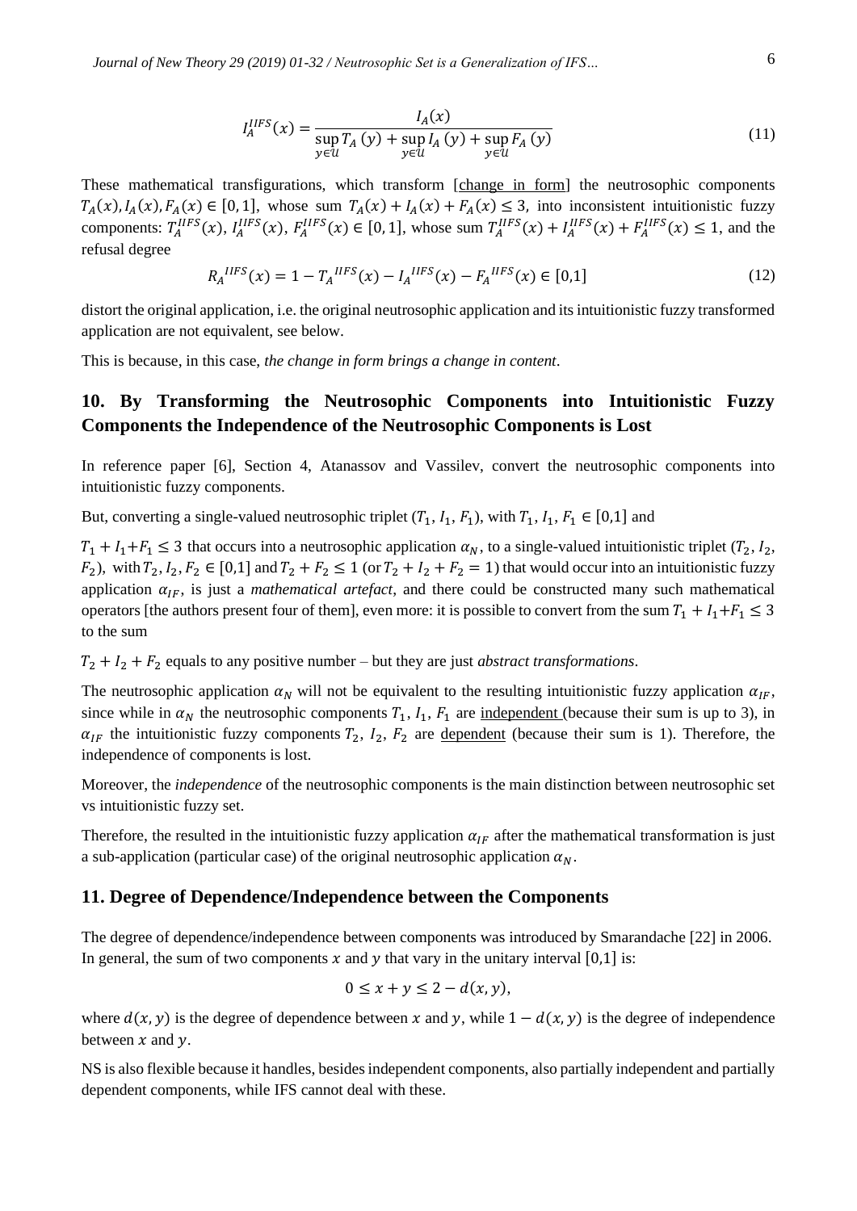$$I_A^{IIFS}(x) = \frac{I_A(x)}{\sup\limits_{y\in\mathcal{U}} T_A(y) + \sup\limits_{y\in\mathcal{U}} I_A(y) + \sup\limits_{y\in\mathcal{U}} F_A(y)} \tag{11}$$

These mathematical transfigurations, which transform [change in form] the neutrosophic components $T_A(x), I_A(x), F_A(x) \in [0,1]$, whose sum $T_A(x) + I_A(x) + F_A(x) \leq 3$, into inconsistent intuitionistic fuzzy components: $T_A^{IIFS}(x)$, $I_A^{IIFS}(x)$, $F_A^{IIFS}(x) \in [0,1]$, whose sum $T_A^{IIFS}(x) + I_A^{IIFS}(x) + F_A^{IIFS}(x) \leq 1$, and the refusal degree

$$R_A{}^{IIFS}(x) = 1 - T_A{}^{IIFS}(x) - I_A{}^{IIFS}(x) - F_A{}^{IIFS}(x) \in [0,1] \tag{12}$$

distort the original application, i.e. the original neutrosophic application and its intuitionistic fuzzy transformed application are not equivalent, see below.

This is because, in this case, *the change in form brings a change in content*.

## 10. By Transforming the Neutrosophic Components into Intuitionistic Fuzzy Components the Independence of the Neutrosophic Components is Lost

In reference paper [6], Section 4, Atanassov and Vassilev, convert the neutrosophic components into intuitionistic fuzzy components.

But, converting a single-valued neutrosophic triplet $(T_1, I_1, F_1)$, with $T_1, I_1, F_1 \in [0,1]$ and

$T_1 + I_1 + F_1 \leq 3$ that occurs into a neutrosophic application $\alpha_N$, to a single-valued intuitionistic triplet ($T_2$, $I_2$, $F_2$), with $T_2, I_2, F_2 \in [0,1]$ and $T_2 + F_2 \leq 1$ (or $T_2 + I_2 + F_2 = 1$) that would occur into an intuitionistic fuzzy application $\alpha_{IF}$, is just a *mathematical artefact*, and there could be constructed many such mathematical operators [the authors present four of them], even more: it is possible to convert from the sum $T_1 + I_1 + F_1 \leq 3$ to the sum

$T_2 + I_2 + F_2$ equals to any positive number – but they are just *abstract transformations*.

The neutrosophic application $\alpha_N$ will not be equivalent to the resulting intuitionistic fuzzy application $\alpha_{IF}$, since while in $\alpha_N$ the neutrosophic components $T_1$, $I_1$, $F_1$ are independent (because their sum is up to 3), in $\alpha_{IF}$ the intuitionistic fuzzy components $T_2$, $I_2$, $F_2$ are dependent (because their sum is 1). Therefore, the independence of components is lost.

Moreover, the *independence* of the neutrosophic components is the main distinction between neutrosophic set vs intuitionistic fuzzy set.

Therefore, the resulted in the intuitionistic fuzzy application $\alpha_{IF}$ after the mathematical transformation is just a sub-application (particular case) of the original neutrosophic application $\alpha_N$.

## 11. Degree of Dependence/Independence between the Components

The degree of dependence/independence between components was introduced by Smarandache [22] in 2006. In general, the sum of two components $x$ and $y$ that vary in the unitary interval $[0,1]$ is:

$$0 \leq x + y \leq 2 - d(x, y),$$

where $d(x, y)$ is the degree of dependence between $x$ and $y$, while $1 - d(x, y)$ is the degree of independence between $x$ and $y$.

NS is also flexible because it handles, besides independent components, also partially independent and partially dependent components, while IFS cannot deal with these.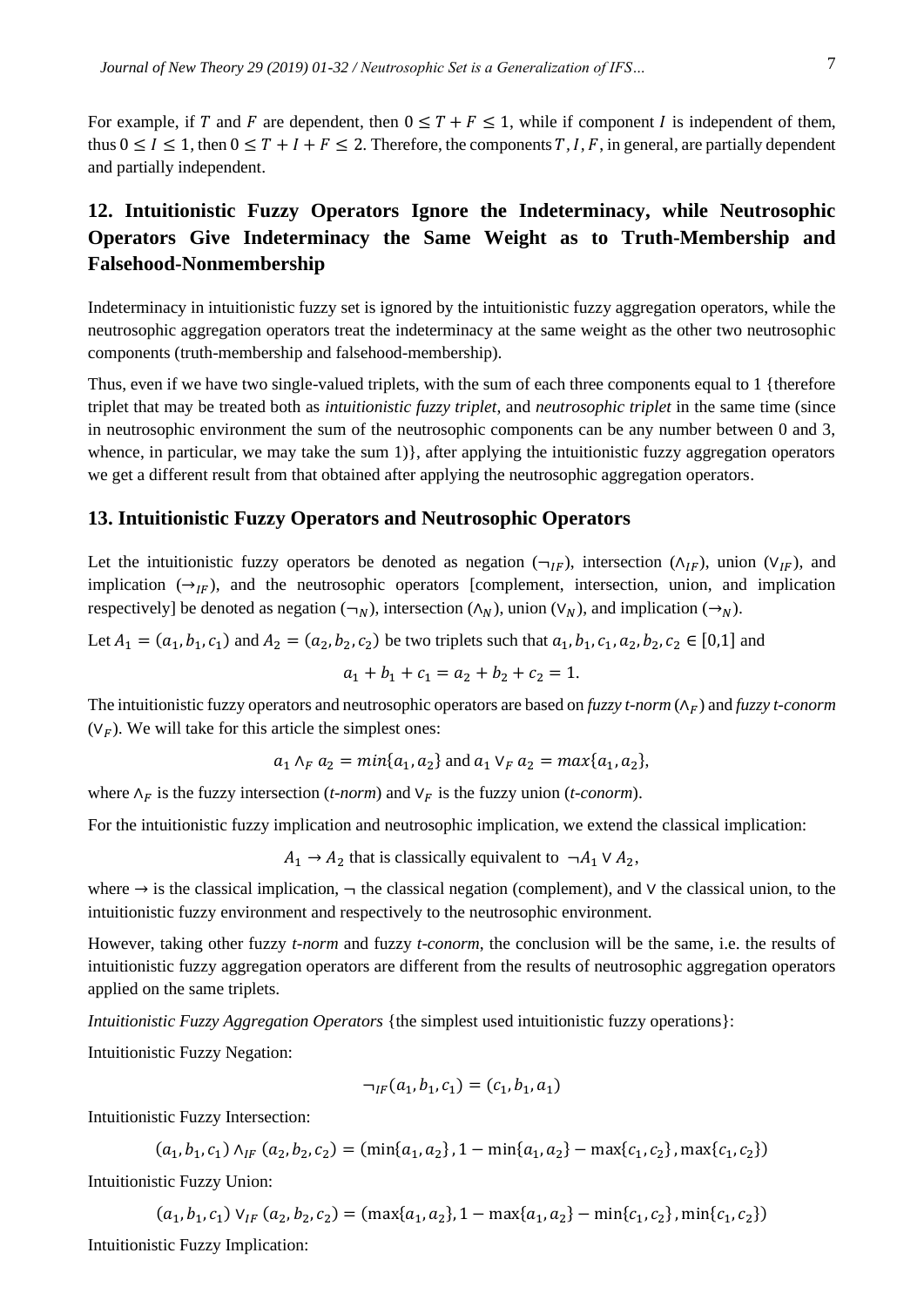For example, if $T$ and $F$ are dependent, then $0 \leq T + F \leq 1$, while if component $I$ is independent of them, thus $0 \leq I \leq 1$, then $0 \leq T + I + F \leq 2$. Therefore, the components $T, I, F$, in general, are partially dependent and partially independent.

## 12. Intuitionistic Fuzzy Operators Ignore the Indeterminacy, while Neutrosophic Operators Give Indeterminacy the Same Weight as to Truth-Membership and Falsehood-Nonmembership

Indeterminacy in intuitionistic fuzzy set is ignored by the intuitionistic fuzzy aggregation operators, while the neutrosophic aggregation operators treat the indeterminacy at the same weight as the other two neutrosophic components (truth-membership and falsehood-membership).

Thus, even if we have two single-valued triplets, with the sum of each three components equal to 1 {therefore triplet that may be treated both as *intuitionistic fuzzy triplet*, and *neutrosophic triplet* in the same time (since in neutrosophic environment the sum of the neutrosophic components can be any number between 0 and 3, whence, in particular, we may take the sum 1)}, after applying the intuitionistic fuzzy aggregation operators we get a different result from that obtained after applying the neutrosophic aggregation operators.

## 13. Intuitionistic Fuzzy Operators and Neutrosophic Operators

Let the intuitionistic fuzzy operators be denoted as negation ($\neg_{IF}$), intersection ($\wedge_{IF}$), union ($\vee_{IF}$), and implication ($\rightarrow_{IF}$), and the neutrosophic operators [complement, intersection, union, and implication respectively] be denoted as negation ($\neg_N$), intersection ($\wedge_N$), union ($\vee_N$), and implication ($\rightarrow_N$).

Let $A_1 = (a_1, b_1, c_1)$ and $A_2 = (a_2, b_2, c_2)$ be two triplets such that $a_1, b_1, c_1, a_2, b_2, c_2 \in [0,1]$ and

$$a_1 + b_1 + c_1 = a_2 + b_2 + c_2 = 1.$$

The intuitionistic fuzzy operators and neutrosophic operators are based on *fuzzy t-norm* ($\wedge_F$) and *fuzzy t-conorm* ($\vee_F$). We will take for this article the simplest ones:

$$a_1 \wedge_F a_2 = min\{a_1, a_2\} \text{ and } a_1 \vee_F a_2 = max\{a_1, a_2\},$$

where $\wedge_F$ is the fuzzy intersection (*t-norm*) and $\vee_F$ is the fuzzy union (*t-conorm*).

For the intuitionistic fuzzy implication and neutrosophic implication, we extend the classical implication:

$$A_1 \rightarrow A_2 \text{ that is classically equivalent to } \neg A_1 \vee A_2,$$

where $\rightarrow$ is the classical implication, $\neg$ the classical negation (complement), and $\vee$ the classical union, to the intuitionistic fuzzy environment and respectively to the neutrosophic environment.

However, taking other fuzzy *t-norm* and fuzzy *t-conorm*, the conclusion will be the same, i.e. the results of intuitionistic fuzzy aggregation operators are different from the results of neutrosophic aggregation operators applied on the same triplets.

*Intuitionistic Fuzzy Aggregation Operators* {the simplest used intuitionistic fuzzy operations}:

Intuitionistic Fuzzy Negation:

$$\neg_{IF}(a_1, b_1, c_1) = (c_1, b_1, a_1)$$

Intuitionistic Fuzzy Intersection:

$$(a_1, b_1, c_1) \wedge_{IF} (a_2, b_2, c_2) = (\min\{a_1, a_2\}, 1 - \min\{a_1, a_2\} - \max\{c_1, c_2\}, \max\{c_1, c_2\})$$

Intuitionistic Fuzzy Union:

$$(a_1, b_1, c_1) \vee_{IF} (a_2, b_2, c_2) = (\max\{a_1, a_2\}, 1 - \max\{a_1, a_2\} - \min\{c_1, c_2\}, \min\{c_1, c_2\})$$

Intuitionistic Fuzzy Implication: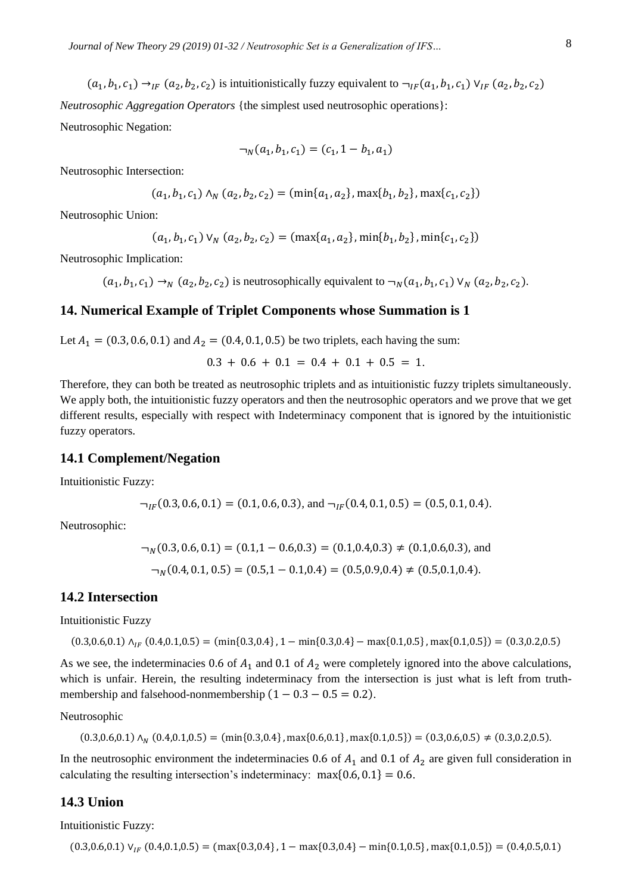$(a_1, b_1, c_1) \rightarrow_{IF} (a_2, b_2, c_2)$ is intuitionistically fuzzy equivalent to $\neg_{IF}(a_1, b_1, c_1) \vee_{IF} (a_2, b_2, c_2)$

*Neutrosophic Aggregation Operators* {the simplest used neutrosophic operations}:

Neutrosophic Negation:

$$\neg_N(a_1, b_1, c_1) = (c_1, 1 - b_1, a_1)$$

Neutrosophic Intersection:

$$(a_1, b_1, c_1) \wedge_N (a_2, b_2, c_2) = (\min\{a_1, a_2\}, \max\{b_1, b_2\}, \max\{c_1, c_2\})$$

Neutrosophic Union:

$$(a_1, b_1, c_1) \vee_N (a_2, b_2, c_2) = (\max\{a_1, a_2\}, \min\{b_1, b_2\}, \min\{c_1, c_2\})$$

Neutrosophic Implication:

$(a_1, b_1, c_1) \rightarrow_N (a_2, b_2, c_2)$ is neutrosophically equivalent to $\neg_N(a_1, b_1, c_1) \vee_N (a_2, b_2, c_2)$.

## 14. Numerical Example of Triplet Components whose Summation is 1

Let $A_1 = (0.3, 0.6, 0.1)$ and $A_2 = (0.4, 0.1, 0.5)$ be two triplets, each having the sum:

$$0.3 + 0.6 + 0.1 = 0.4 + 0.1 + 0.5 = 1.$$

Therefore, they can both be treated as neutrosophic triplets and as intuitionistic fuzzy triplets simultaneously. We apply both, the intuitionistic fuzzy operators and then the neutrosophic operators and we prove that we get different results, especially with respect with Indeterminacy component that is ignored by the intuitionistic fuzzy operators.

### 14.1 Complement/Negation

Intuitionistic Fuzzy:

$$\neg_{IF}(0.3, 0.6, 0.1) = (0.1, 0.6, 0.3), \text{ and } \neg_{IF}(0.4, 0.1, 0.5) = (0.5, 0.1, 0.4).$$

Neutrosophic:

$$\neg_N(0.3, 0.6, 0.1) = (0.1, 1 - 0.6, 0.3) = (0.1, 0.4, 0.3) \neq (0.1, 0.6, 0.3), \text{ and}$$

$$\neg_N(0.4, 0.1, 0.5) = (0.5, 1 - 0.1, 0.4) = (0.5, 0.9, 0.4) \neq (0.5, 0.1, 0.4).$$

### 14.2 Intersection

Intuitionistic Fuzzy

$$(0.3,0.6,0.1) \wedge_{IF} (0.4,0.1,0.5) = (\min\{0.3,0.4\}, 1 - \min\{0.3,0.4\} - \max\{0.1,0.5\}, \max\{0.1,0.5\}) = (0.3,0.2,0.5)$$

As we see, the indeterminacies 0.6 of $A_1$ and 0.1 of $A_2$ were completely ignored into the above calculations, which is unfair. Herein, the resulting indeterminacy from the intersection is just what is left from truth-membership and falsehood-nonmembership $(1 - 0.3 - 0.5 = 0.2)$.

Neutrosophic

$$(0.3,0.6,0.1) \wedge_N (0.4,0.1,0.5) = (\min\{0.3,0.4\}, \max\{0.6,0.1\}, \max\{0.1,0.5\}) = (0.3,0.6,0.5) \neq (0.3,0.2,0.5).$$

In the neutrosophic environment the indeterminacies 0.6 of $A_1$ and 0.1 of $A_2$ are given full consideration in calculating the resulting intersection's indeterminacy: $\max\{0.6, 0.1\} = 0.6$.

### 14.3 Union

Intuitionistic Fuzzy:

$$(0.3,0.6,0.1) \vee_{IF} (0.4,0.1,0.5) = (\max\{0.3,0.4\}, 1 - \max\{0.3,0.4\} - \min\{0.1,0.5\}, \max\{0.1,0.5\}) = (0.4,0.5,0.1)$$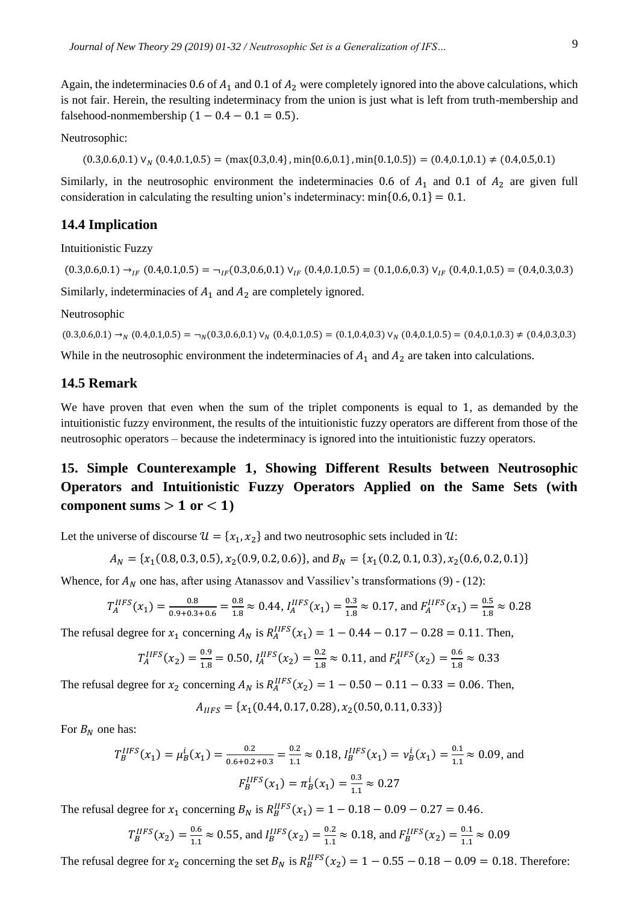Again, the indeterminacies 0.6 of $A_1$ and 0.1 of $A_2$ were completely ignored into the above calculations, which is not fair. Herein, the resulting indeterminacy from the union is just what is left from truth-membership and falsehood-nonmembership $(1 - 0.4 - 0.1 = 0.5)$.

Neutrosophic:

$$(0.3,0.6,0.1) \vee_N (0.4,0.1,0.5) = (\max\{0.3,0.4\}, \min\{0.6,0.1\}, \min\{0.1,0.5\}) = (0.4,0.1,0.1) \neq (0.4,0.5,0.1)$$

Similarly, in the neutrosophic environment the indeterminacies 0.6 of $A_1$ and 0.1 of $A_2$ are given full consideration in calculating the resulting union's indeterminacy: $\min\{0.6, 0.1\} = 0.1$.

### 14.4 Implication

Intuitionistic Fuzzy

$$(0.3,0.6,0.1) \rightarrow_{IF} (0.4,0.1,0.5) = \neg_{IF}(0.3,0.6,0.1) \vee_{IF} (0.4,0.1,0.5) = (0.1,0.6,0.3) \vee_{IF} (0.4,0.1,0.5) = (0.4,0.3,0.3)$$

Similarly, indeterminacies of $A_1$ and $A_2$ are completely ignored.

Neutrosophic

$$(0.3,0.6,0.1) \rightarrow_N (0.4,0.1,0.5) = \neg_N(0.3,0.6,0.1) \vee_N (0.4,0.1,0.5) = (0.1,0.4,0.3) \vee_N (0.4,0.1,0.5) = (0.4,0.1,0.3) \neq (0.4,0.3,0.3)$$

While in the neutrosophic environment the indeterminacies of $A_1$ and $A_2$ are taken into calculations.

### 14.5 Remark

We have proven that even when the sum of the triplet components is equal to 1, as demanded by the intuitionistic fuzzy environment, the results of the intuitionistic fuzzy operators are different from those of the neutrosophic operators – because the indeterminacy is ignored into the intuitionistic fuzzy operators.

## 15. Simple Counterexample 1, Showing Different Results between Neutrosophic Operators and Intuitionistic Fuzzy Operators Applied on the Same Sets (with component sums $> 1$ or $< 1$)

Let the universe of discourse $\mathcal{U} = \{x_1, x_2\}$ and two neutrosophic sets included in $\mathcal{U}$:

$$A_N = \{x_1(0.8, 0.3, 0.5), x_2(0.9, 0.2, 0.6)\}, \text{ and } B_N = \{x_1(0.2, 0.1, 0.3), x_2(0.6, 0.2, 0.1)\}$$

Whence, for $A_N$ one has, after using Atanassov and Vassiliev's transformations (9) - (12):

$$T_A^{IIFS}(x_1) = \frac{0.8}{0.9+0.3+0.6} = \frac{0.8}{1.8} \approx 0.44, \; I_A^{IIFS}(x_1) = \frac{0.3}{1.8} \approx 0.17, \text{ and } F_A^{IIFS}(x_1) = \frac{0.5}{1.8} \approx 0.28$$

The refusal degree for $x_1$ concerning $A_N$ is $R_A^{IIFS}(x_1) = 1 - 0.44 - 0.17 - 0.28 = 0.11$. Then,

$$T_A^{IIFS}(x_2) = \frac{0.9}{1.8} = 0.50, \; I_A^{IIFS}(x_2) = \frac{0.2}{1.8} \approx 0.11, \text{ and } F_A^{IIFS}(x_2) = \frac{0.6}{1.8} \approx 0.33$$

The refusal degree for $x_2$ concerning $A_N$ is $R_A^{IIFS}(x_2) = 1 - 0.50 - 0.11 - 0.33 = 0.06$. Then,

$$A_{IIFS} = \{x_1(0.44, 0.17, 0.28), x_2(0.50, 0.11, 0.33)\}$$

For $B_N$ one has:

$$T_B^{IIFS}(x_1) = \mu_B^i(x_1) = \frac{0.2}{0.6+0.2+0.3} = \frac{0.2}{1.1} \approx 0.18, \; I_B^{IIFS}(x_1) = \nu_B^i(x_1) = \frac{0.1}{1.1} \approx 0.09, \text{ and}$$

$$F_B^{IIFS}(x_1) = \pi_B^i(x_1) = \frac{0.3}{1.1} \approx 0.27$$

The refusal degree for $x_1$ concerning $B_N$ is $R_B^{IIFS}(x_1) = 1 - 0.18 - 0.09 - 0.27 = 0.46$.

$$T_B^{IIFS}(x_2) = \frac{0.6}{1.1} \approx 0.55, \text{ and } I_B^{IIFS}(x_2) = \frac{0.2}{1.1} \approx 0.18, \text{ and } F_B^{IIFS}(x_2) = \frac{0.1}{1.1} \approx 0.09$$

The refusal degree for $x_2$ concerning the set $B_N$ is $R_B^{IIFS}(x_2) = 1 - 0.55 - 0.18 - 0.09 = 0.18$. Therefore: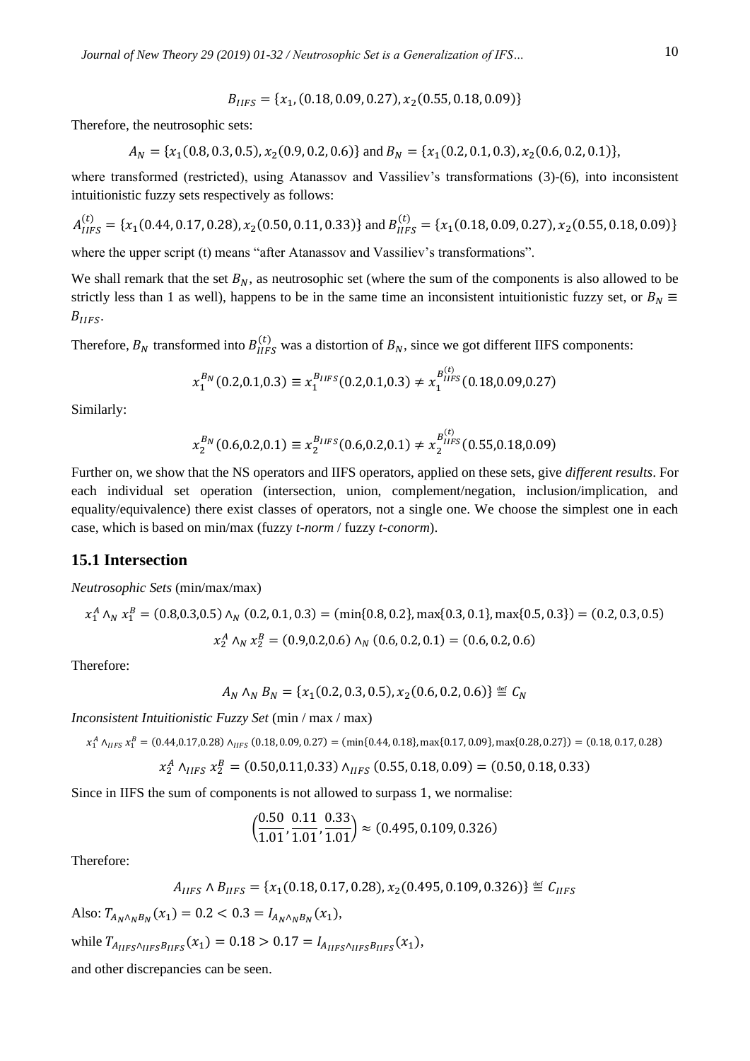$$B_{IIFS} = \{x_1, (0.18, 0.09, 0.27), x_2(0.55, 0.18, 0.09)\}$$

Therefore, the neutrosophic sets:

$$A_N = \{x_1(0.8, 0.3, 0.5), x_2(0.9, 0.2, 0.6)\} \text{ and } B_N = \{x_1(0.2, 0.1, 0.3), x_2(0.6, 0.2, 0.1)\},$$

where transformed (restricted), using Atanassov and Vassiliev's transformations (3)-(6), into inconsistent intuitionistic fuzzy sets respectively as follows:

$$A_{IIFS}^{(t)} = \{x_1(0.44, 0.17, 0.28), x_2(0.50, 0.11, 0.33)\} \text{ and } B_{IIFS}^{(t)} = \{x_1(0.18, 0.09, 0.27), x_2(0.55, 0.18, 0.09)\}$$

where the upper script (t) means "after Atanassov and Vassiliev's transformations".

We shall remark that the set $B_N$, as neutrosophic set (where the sum of the components is also allowed to be strictly less than 1 as well), happens to be in the same time an inconsistent intuitionistic fuzzy set, or $B_N \equiv B_{IIFS}$.

Therefore, $B_N$ transformed into $B_{IIFS}^{(t)}$ was a distortion of $B_N$, since we got different IIFS components:

$$x_1^{B_N}(0.2,0.1,0.3) \equiv x_1^{B_{IIFS}}(0.2,0.1,0.3) \neq x_1^{B_{IIFS}^{(t)}}(0.18,0.09,0.27)$$

Similarly:

$$x_2^{B_N}(0.6,0.2,0.1) \equiv x_2^{B_{IIFS}}(0.6,0.2,0.1) \neq x_2^{B_{IIFS}^{(t)}}(0.55,0.18,0.09)$$

Further on, we show that the NS operators and IIFS operators, applied on these sets, give *different results*. For each individual set operation (intersection, union, complement/negation, inclusion/implication, and equality/equivalence) there exist classes of operators, not a single one. We choose the simplest one in each case, which is based on min/max (fuzzy *t-norm* / fuzzy *t-conorm*).

## 15.1 Intersection

*Neutrosophic Sets* (min/max/max)

$$x_1^A \wedge_N x_1^B = (0.8,0.3,0.5) \wedge_N (0.2, 0.1, 0.3) = (\min\{0.8, 0.2\}, \max\{0.3, 0.1\}, \max\{0.5, 0.3\}) = (0.2, 0.3, 0.5)$$

$$x_2^A \wedge_N x_2^B = (0.9,0.2,0.6) \wedge_N (0.6, 0.2, 0.1) = (0.6, 0.2, 0.6)$$

Therefore:

$$A_N \wedge_N B_N = \{x_1(0.2, 0.3, 0.5), x_2(0.6, 0.2, 0.6)\} \stackrel{\text{def}}{\equiv} C_N$$

*Inconsistent Intuitionistic Fuzzy Set* (min / max / max)

$$x_1^A \wedge_{IIFS} x_1^B = (0.44,0.17,0.28) \wedge_{IIFS} (0.18, 0.09, 0.27) = (\min\{0.44, 0.18\}, \max\{0.17, 0.09\}, \max\{0.28, 0.27\}) = (0.18, 0.17, 0.28)$$

$$x_2^A \wedge_{IIFS} x_2^B = (0.50,0.11,0.33) \wedge_{IIFS} (0.55, 0.18, 0.09) = (0.50, 0.18, 0.33)$$

Since in IIFS the sum of components is not allowed to surpass 1, we normalise:

$$\left(\frac{0.50}{1.01}, \frac{0.11}{1.01}, \frac{0.33}{1.01}\right) \approx (0.495, 0.109, 0.326)$$

Therefore:

$$A_{IIFS} \wedge B_{IIFS} = \{x_1(0.18, 0.17, 0.28), x_2(0.495, 0.109, 0.326)\} \stackrel{\text{def}}{\equiv} C_{IIFS}$$

Also: $T_{A_N \wedge_N B_N}(x_1) = 0.2 < 0.3 = I_{A_N \wedge_N B_N}(x_1)$,

while $T_{A_{IIFS} \wedge_{IIFS} B_{IIFS}}(x_1) = 0.18 > 0.17 = I_{A_{IIFS} \wedge_{IIFS} B_{IIFS}}(x_1)$,

and other discrepancies can be seen.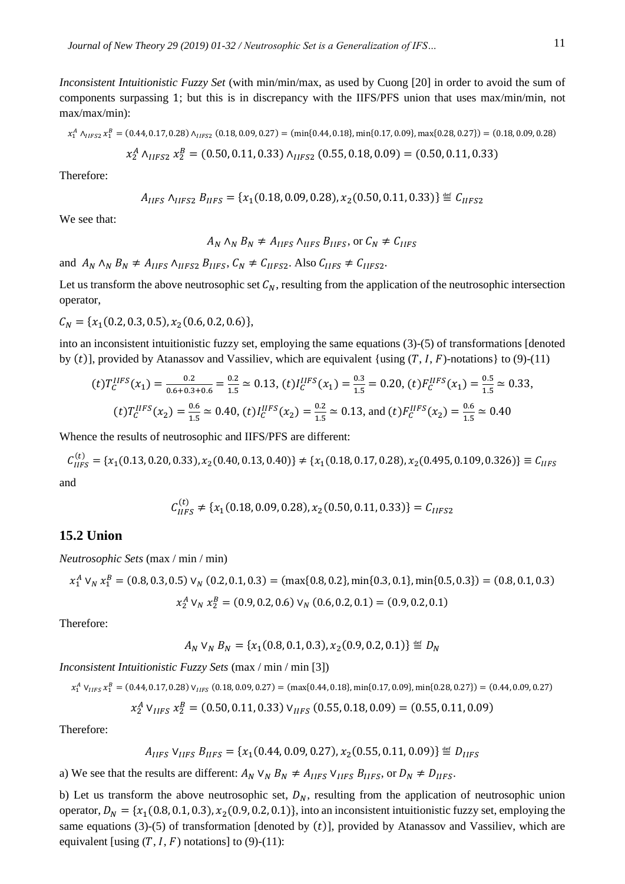*Inconsistent Intuitionistic Fuzzy Set* (with min/min/max, as used by Cuong [20] in order to avoid the sum of components surpassing 1; but this is in discrepancy with the IIFS/PFS union that uses max/min/min, not max/max/min):

$$x_1^A \wedge_{IIFS2} x_1^B = (0.44, 0.17, 0.28) \wedge_{IIFS2} (0.18, 0.09, 0.27) = (\min\{0.44, 0.18\}, \min\{0.17, 0.09\}, \max\{0.28, 0.27\}) = (0.18, 0.09, 0.28)$$

$$x_2^A \wedge_{IIFS2} x_2^B = (0.50, 0.11, 0.33) \wedge_{IIFS2} (0.55, 0.18, 0.09) = (0.50, 0.11, 0.33)$$

Therefore:

$$A_{IIFS} \wedge_{IIFS2} B_{IIFS} = \{x_1(0.18, 0.09, 0.28), x_2(0.50, 0.11, 0.33)\} \stackrel{\text{def}}{\equiv} C_{IIFS2}$$

We see that:

$$A_N \wedge_N B_N \neq A_{IIFS} \wedge_{IIFS} B_{IIFS}, \text{ or } C_N \neq C_{IIFS}$$

and $A_N \wedge_N B_N \neq A_{IIFS} \wedge_{IIFS2} B_{IIFS}$, $C_N \neq C_{IIFS2}$. Also $C_{IIFS} \neq C_{IIFS2}$.

Let us transform the above neutrosophic set $C_N$, resulting from the application of the neutrosophic intersection operator,

$C_N = \{x_1(0.2, 0.3, 0.5), x_2(0.6, 0.2, 0.6)\}$,

into an inconsistent intuitionistic fuzzy set, employing the same equations (3)-(5) of transformations [denoted by $(t)$], provided by Atanassov and Vassiliev, which are equivalent {using $(T, I, F)$-notations} to (9)-(11)

$$(t)T_C^{IIFS}(x_1) = \frac{0.2}{0.6+0.3+0.6} = \frac{0.2}{1.5} \simeq 0.13, \ (t)I_C^{IIFS}(x_1) = \frac{0.3}{1.5} = 0.20, \ (t)F_C^{IIFS}(x_1) = \frac{0.5}{1.5} \simeq 0.33,$$

$$(t)T_C^{IIFS}(x_2) = \frac{0.6}{1.5} \simeq 0.40, \ (t)I_C^{IIFS}(x_2) = \frac{0.2}{1.5} \simeq 0.13, \text{ and } (t)F_C^{IIFS}(x_2) = \frac{0.6}{1.5} \simeq 0.40$$

Whence the results of neutrosophic and IIFS/PFS are different:

$$C_{IIFS}^{(t)} = \{x_1(0.13, 0.20, 0.33), x_2(0.40, 0.13, 0.40)\} \neq \{x_1(0.18, 0.17, 0.28), x_2(0.495, 0.109, 0.326)\} \equiv C_{IIFS}$$

and

$$C_{IIFS}^{(t)} \neq \{x_1(0.18, 0.09, 0.28), x_2(0.50, 0.11, 0.33)\} = C_{IIFS2}$$

## 15.2 Union

*Neutrosophic Sets* (max / min / min)

$$x_1^A \vee_N x_1^B = (0.8, 0.3, 0.5) \vee_N (0.2, 0.1, 0.3) = (\max\{0.8, 0.2\}, \min\{0.3, 0.1\}, \min\{0.5, 0.3\}) = (0.8, 0.1, 0.3)$$

$$x_2^A \vee_N x_2^B = (0.9, 0.2, 0.6) \vee_N (0.6, 0.2, 0.1) = (0.9, 0.2, 0.1)$$

Therefore:

$$A_N \vee_N B_N = \{x_1(0.8, 0.1, 0.3), x_2(0.9, 0.2, 0.1)\} \stackrel{\text{def}}{\equiv} D_N$$

*Inconsistent Intuitionistic Fuzzy Sets* (max / min / min [3])

$$x_1^A \vee_{IIFS} x_1^B = (0.44, 0.17, 0.28) \vee_{IIFS} (0.18, 0.09, 0.27) = (\max\{0.44, 0.18\}, \min\{0.17, 0.09\}, \min\{0.28, 0.27\}) = (0.44, 0.09, 0.27)$$

$$x_2^A \vee_{IIFS} x_2^B = (0.50, 0.11, 0.33) \vee_{IIFS} (0.55, 0.18, 0.09) = (0.55, 0.11, 0.09)$$

Therefore:

$$A_{IIFS} \vee_{IIFS} B_{IIFS} = \{x_1(0.44, 0.09, 0.27), x_2(0.55, 0.11, 0.09)\} \stackrel{\text{def}}{\equiv} D_{IIFS}$$

a) We see that the results are different: $A_N \vee_N B_N \neq A_{IIFS} \vee_{IIFS} B_{IIFS}$, or $D_N \neq D_{IIFS}$.

b) Let us transform the above neutrosophic set, $D_N$, resulting from the application of neutrosophic union operator, $D_N = \{x_1(0.8, 0.1, 0.3), x_2(0.9, 0.2, 0.1)\}$, into an inconsistent intuitionistic fuzzy set, employing the same equations (3)-(5) of transformation [denoted by $(t)$], provided by Atanassov and Vassiliev, which are equivalent [using $(T, I, F)$ notations] to (9)-(11):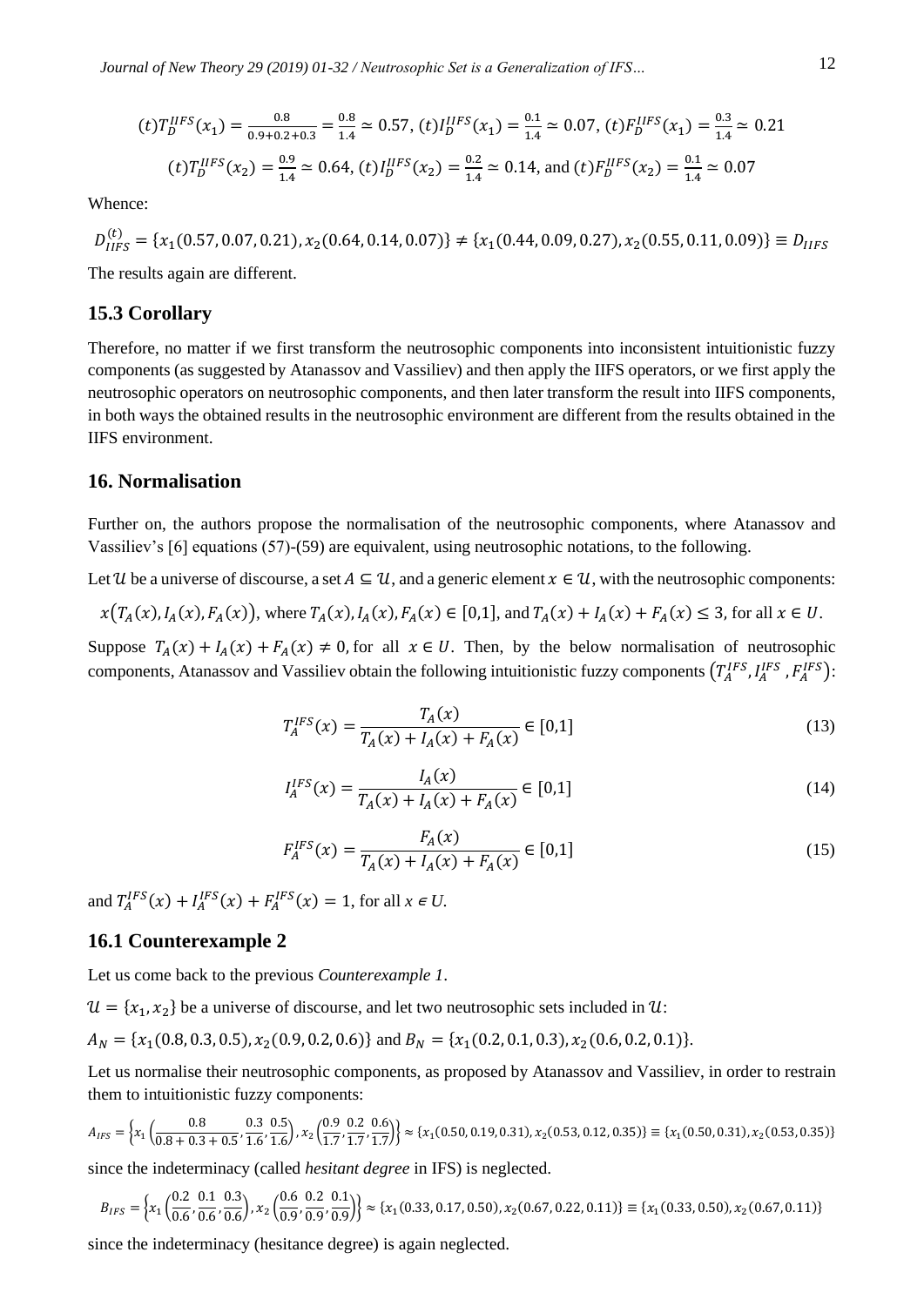$$(t)T_D^{IIFS}(x_1) = \frac{0.8}{0.9+0.2+0.3} = \frac{0.8}{1.4} \simeq 0.57,\ (t)I_D^{IIFS}(x_1) = \frac{0.1}{1.4} \simeq 0.07,\ (t)F_D^{IIFS}(x_1) = \frac{0.3}{1.4} \simeq 0.21$$

$$(t)T_D^{IIFS}(x_2) = \frac{0.9}{1.4} \simeq 0.64,\ (t)I_D^{IIFS}(x_2) = \frac{0.2}{1.4} \simeq 0.14,\text{ and } (t)F_D^{IIFS}(x_2) = \frac{0.1}{1.4} \simeq 0.07$$

Whence:

$$D_{IIFS}^{(t)} = \{x_1(0.57, 0.07, 0.21), x_2(0.64, 0.14, 0.07)\} \neq \{x_1(0.44, 0.09, 0.27), x_2(0.55, 0.11, 0.09)\} \equiv D_{IIFS}$$

The results again are different.

## 15.3 Corollary

Therefore, no matter if we first transform the neutrosophic components into inconsistent intuitionistic fuzzy components (as suggested by Atanassov and Vassiliev) and then apply the IIFS operators, or we first apply the neutrosophic operators on neutrosophic components, and then later transform the result into IIFS components, in both ways the obtained results in the neutrosophic environment are different from the results obtained in the IIFS environment.

## 16. Normalisation

Further on, the authors propose the normalisation of the neutrosophic components, where Atanassov and Vassiliev's [6] equations (57)-(59) are equivalent, using neutrosophic notations, to the following.

Let $\mathcal{U}$ be a universe of discourse, a set $A \subseteq \mathcal{U}$, and a generic element $x \in \mathcal{U}$, with the neutrosophic components:

$x\big(T_A(x), I_A(x), F_A(x)\big)$, where $T_A(x), I_A(x), F_A(x) \in [0,1]$, and $T_A(x) + I_A(x) + F_A(x) \leq 3$, for all $x \in U$.

Suppose $T_A(x) + I_A(x) + F_A(x) \neq 0$, for all $x \in U$. Then, by the below normalisation of neutrosophic components, Atanassov and Vassiliev obtain the following intuitionistic fuzzy components $\left(T_A^{IFS}, I_A^{IFS}, F_A^{IFS}\right)$:

$$T_A^{IFS}(x) = \frac{T_A(x)}{T_A(x) + I_A(x) + F_A(x)} \in [0,1] \tag{13}$$

$$I_A^{IFS}(x) = \frac{I_A(x)}{T_A(x) + I_A(x) + F_A(x)} \in [0,1] \tag{14}$$

$$F_A^{IFS}(x) = \frac{F_A(x)}{T_A(x) + I_A(x) + F_A(x)} \in [0,1] \tag{15}$$

and $T_A^{IFS}(x) + I_A^{IFS}(x) + F_A^{IFS}(x) = 1$, for all $x \in U$.

## 16.1 Counterexample 2

Let us come back to the previous *Counterexample 1*.

$\mathcal{U} = \{x_1, x_2\}$ be a universe of discourse, and let two neutrosophic sets included in $\mathcal{U}$:

$A_N = \{x_1(0.8, 0.3, 0.5), x_2(0.9, 0.2, 0.6)\}$ and $B_N = \{x_1(0.2, 0.1, 0.3), x_2(0.6, 0.2, 0.1)\}$.

Let us normalise their neutrosophic components, as proposed by Atanassov and Vassiliev, in order to restrain them to intuitionistic fuzzy components:

$$A_{IFS} = \left\{x_1\left(\frac{0.8}{0.8+0.3+0.5}, \frac{0.3}{1.6}, \frac{0.5}{1.6}\right), x_2\left(\frac{0.9}{1.7}, \frac{0.2}{1.7}, \frac{0.6}{1.7}\right)\right\} \approx \{x_1(0.50, 0.19, 0.31), x_2(0.53, 0.12, 0.35)\} \equiv \{x_1(0.50, 0.31), x_2(0.53, 0.35)\}$$

since the indeterminacy (called *hesitant degree* in IFS) is neglected.

$$B_{IFS} = \left\{x_1\left(\frac{0.2}{0.6}, \frac{0.1}{0.6}, \frac{0.3}{0.6}\right), x_2\left(\frac{0.6}{0.9}, \frac{0.2}{0.9}, \frac{0.1}{0.9}\right)\right\} \approx \{x_1(0.33, 0.17, 0.50), x_2(0.67, 0.22, 0.11)\} \equiv \{x_1(0.33, 0.50), x_2(0.67, 0.11)\}$$

since the indeterminacy (hesitance degree) is again neglected.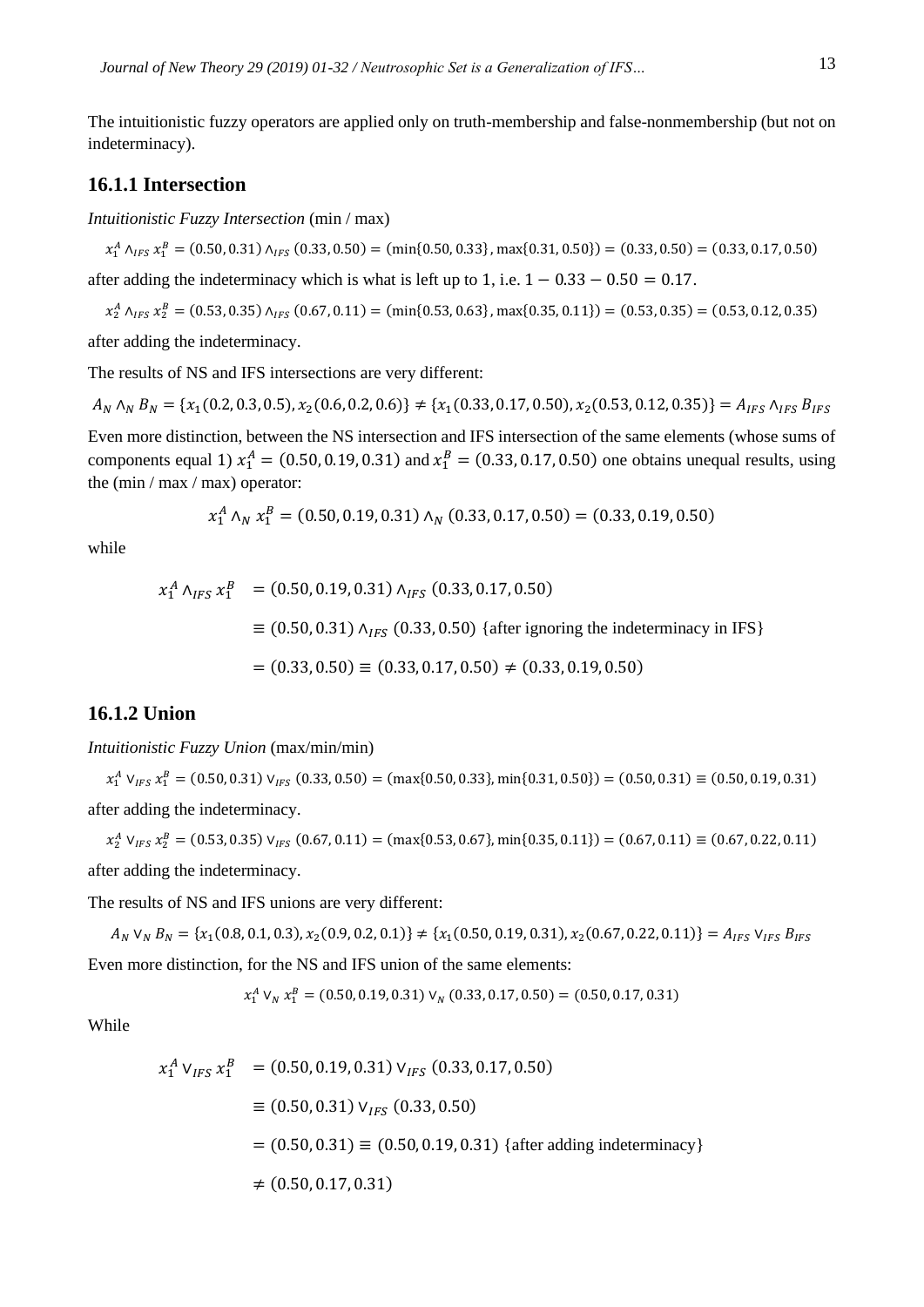The intuitionistic fuzzy operators are applied only on truth-membership and false-nonmembership (but not on indeterminacy).

### 16.1.1 Intersection

*Intuitionistic Fuzzy Intersection* (min / max)

$$x_1^A \wedge_{IFS} x_1^B = (0.50, 0.31) \wedge_{IFS} (0.33, 0.50) = (\min\{0.50, 0.33\}, \max\{0.31, 0.50\}) = (0.33, 0.50) = (0.33, 0.17, 0.50)$$

after adding the indeterminacy which is what is left up to 1, i.e. $1 - 0.33 - 0.50 = 0.17$.

$$x_2^A \wedge_{IFS} x_2^B = (0.53, 0.35) \wedge_{IFS} (0.67, 0.11) = (\min\{0.53, 0.63\}, \max\{0.35, 0.11\}) = (0.53, 0.35) = (0.53, 0.12, 0.35)$$

after adding the indeterminacy.

The results of NS and IFS intersections are very different:

$$A_N \wedge_N B_N = \{x_1(0.2, 0.3, 0.5), x_2(0.6, 0.2, 0.6)\} \neq \{x_1(0.33, 0.17, 0.50), x_2(0.53, 0.12, 0.35)\} = A_{IFS} \wedge_{IFS} B_{IFS}$$

Even more distinction, between the NS intersection and IFS intersection of the same elements (whose sums of components equal 1) $x_1^A = (0.50, 0.19, 0.31)$ and $x_1^B = (0.33, 0.17, 0.50)$ one obtains unequal results, using the (min / max / max) operator:

$$x_1^A \wedge_N x_1^B = (0.50, 0.19, 0.31) \wedge_N (0.33, 0.17, 0.50) = (0.33, 0.19, 0.50)$$

while

$$\begin{aligned} x_1^A \wedge_{IFS} x_1^B &= (0.50, 0.19, 0.31) \wedge_{IFS} (0.33, 0.17, 0.50) \\ &\equiv (0.50, 0.31) \wedge_{IFS} (0.33, 0.50) \text{ \{after ignoring the indeterminacy in IFS\}} \\ &= (0.33, 0.50) \equiv (0.33, 0.17, 0.50) \neq (0.33, 0.19, 0.50) \end{aligned}$$

### 16.1.2 Union

*Intuitionistic Fuzzy Union* (max/min/min)

$$x_1^A \vee_{IFS} x_1^B = (0.50, 0.31) \vee_{IFS} (0.33, 0.50) = (\max\{0.50, 0.33\}, \min\{0.31, 0.50\}) = (0.50, 0.31) \equiv (0.50, 0.19, 0.31)$$

after adding the indeterminacy.

$$x_2^A \vee_{IFS} x_2^B = (0.53, 0.35) \vee_{IFS} (0.67, 0.11) = (\max\{0.53, 0.67\}, \min\{0.35, 0.11\}) = (0.67, 0.11) \equiv (0.67, 0.22, 0.11)$$

after adding the indeterminacy.

The results of NS and IFS unions are very different:

$$A_N \vee_N B_N = \{x_1(0.8, 0.1, 0.3), x_2(0.9, 0.2, 0.1)\} \neq \{x_1(0.50, 0.19, 0.31), x_2(0.67, 0.22, 0.11)\} = A_{IFS} \vee_{IFS} B_{IFS}$$

Even more distinction, for the NS and IFS union of the same elements:

$$x_1^A \vee_N x_1^B = (0.50, 0.19, 0.31) \vee_N (0.33, 0.17, 0.50) = (0.50, 0.17, 0.31)$$

While

$$\begin{aligned} x_1^A \vee_{IFS} x_1^B &= (0.50, 0.19, 0.31) \vee_{IFS} (0.33, 0.17, 0.50) \\ &\equiv (0.50, 0.31) \vee_{IFS} (0.33, 0.50) \\ &= (0.50, 0.31) \equiv (0.50, 0.19, 0.31) \text{ \{after adding indeterminacy\}} \\ &\neq (0.50, 0.17, 0.31) \end{aligned}$$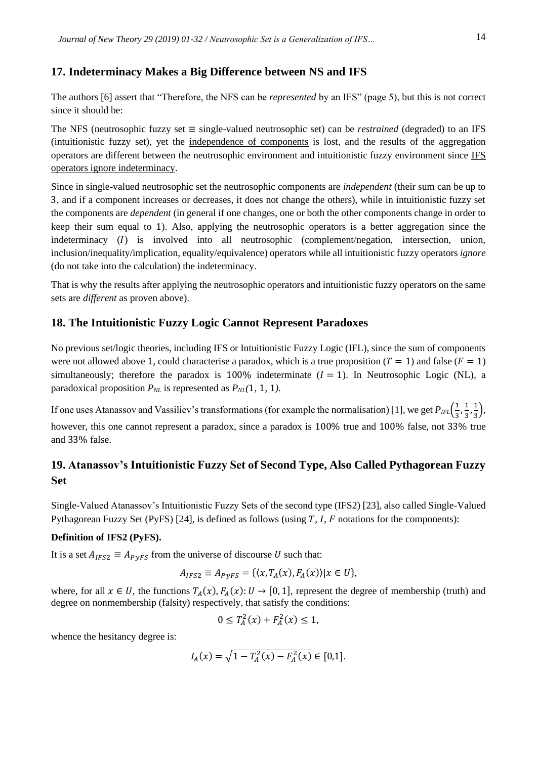## 17. Indeterminacy Makes a Big Difference between NS and IFS

The authors [6] assert that "Therefore, the NFS can be *represented* by an IFS" (page 5), but this is not correct since it should be:

The NFS (neutrosophic fuzzy set ≡ single-valued neutrosophic set) can be *restrained* (degraded) to an IFS (intuitionistic fuzzy set), yet the independence of components is lost, and the results of the aggregation operators are different between the neutrosophic environment and intuitionistic fuzzy environment since IFS operators ignore indeterminacy.

Since in single-valued neutrosophic set the neutrosophic components are *independent* (their sum can be up to 3, and if a component increases or decreases, it does not change the others), while in intuitionistic fuzzy set the components are *dependent* (in general if one changes, one or both the other components change in order to keep their sum equal to 1). Also, applying the neutrosophic operators is a better aggregation since the indeterminacy ($I$) is involved into all neutrosophic (complement/negation, intersection, union, inclusion/inequality/implication, equality/equivalence) operators while all intuitionistic fuzzy operators *ignore* (do not take into the calculation) the indeterminacy.

That is why the results after applying the neutrosophic operators and intuitionistic fuzzy operators on the same sets are *different* as proven above).

## 18. The Intuitionistic Fuzzy Logic Cannot Represent Paradoxes

No previous set/logic theories, including IFS or Intuitionistic Fuzzy Logic (IFL), since the sum of components were not allowed above 1, could characterise a paradox, which is a true proposition ($T = 1$) and false ($F = 1$) simultaneously; therefore the paradox is 100% indeterminate ($I = 1$). In Neutrosophic Logic (NL), a paradoxical proposition $P_{NL}$ is represented as $P_{NL}(1, 1, 1)$.

If one uses Atanassov and Vassiliev's transformations (for example the normalisation) [1], we get $P_{IFL}\left(\frac{1}{3}, \frac{1}{3}, \frac{1}{3}\right)$, however, this one cannot represent a paradox, since a paradox is 100% true and 100% false, not 33% true and 33% false.

## 19. Atanassov's Intuitionistic Fuzzy Set of Second Type, Also Called Pythagorean Fuzzy Set

Single-Valued Atanassov's Intuitionistic Fuzzy Sets of the second type (IFS2) [23], also called Single-Valued Pythagorean Fuzzy Set (PyFS) [24], is defined as follows (using $T$, $I$, $F$ notations for the components):

**Definition of IFS2 (PyFS).**

It is a set $A_{IFS2} \equiv A_{PyFS}$ from the universe of discourse $U$ such that:

$$A_{IFS2} \equiv A_{PyFS} = \{\langle x, T_A(x), F_A(x)\rangle | x \in U\},$$

where, for all $x \in U$, the functions $T_A(x), F_A(x): U \to [0, 1]$, represent the degree of membership (truth) and degree on nonmembership (falsity) respectively, that satisfy the conditions:

$$0 \leq T_A^2(x) + F_A^2(x) \leq 1,$$

whence the hesitancy degree is:

$$I_A(x) = \sqrt{1 - T_A^2(x) - F_A^2(x)} \in [0,1].$$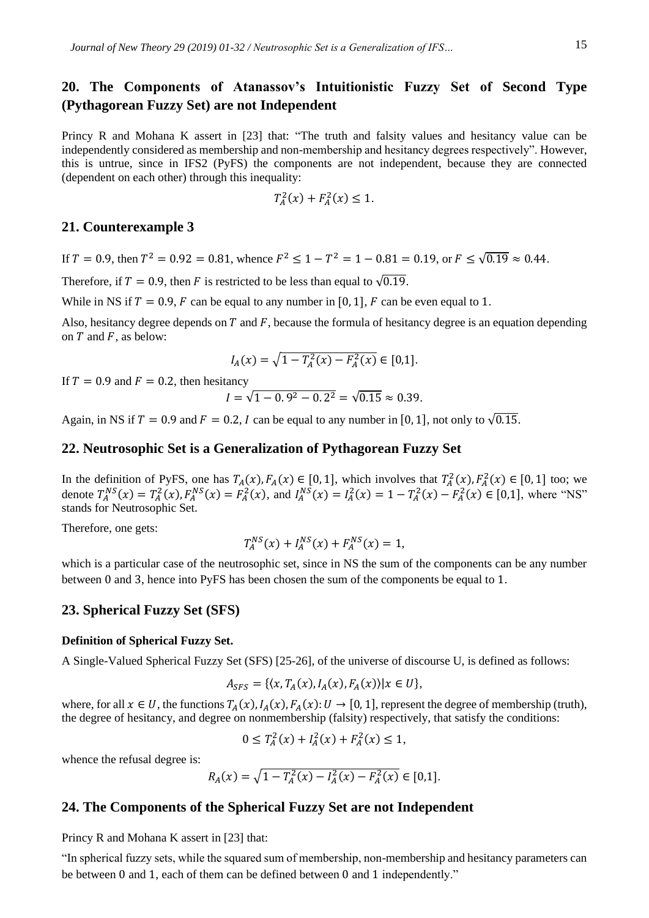## 20. The Components of Atanassov's Intuitionistic Fuzzy Set of Second Type (Pythagorean Fuzzy Set) are not Independent

Princy R and Mohana K assert in [23] that: "The truth and falsity values and hesitancy value can be independently considered as membership and non-membership and hesitancy degrees respectively". However, this is untrue, since in IFS2 (PyFS) the components are not independent, because they are connected (dependent on each other) through this inequality:

$$T_A^2(x) + F_A^2(x) \le 1.$$

## 21. Counterexample 3

If $T = 0.9$, then $T^2 = 0.92 = 0.81$, whence $F^2 \le 1 - T^2 = 1 - 0.81 = 0.19$, or $F \le \sqrt{0.19} \approx 0.44$.

Therefore, if $T = 0.9$, then $F$ is restricted to be less than equal to $\sqrt{0.19}$.

While in NS if $T = 0.9$, $F$ can be equal to any number in $[0, 1]$, $F$ can be even equal to 1.

Also, hesitancy degree depends on $T$ and $F$, because the formula of hesitancy degree is an equation depending on $T$ and $F$, as below:

$$I_A(x) = \sqrt{1 - T_A^2(x) - F_A^2(x)} \in [0,1].$$

If $T = 0.9$ and $F = 0.2$, then hesitancy

$$I = \sqrt{1 - 0.9^2 - 0.2^2} = \sqrt{0.15} \approx 0.39.$$

Again, in NS if $T = 0.9$ and $F = 0.2$, $I$ can be equal to any number in $[0, 1]$, not only to $\sqrt{0.15}$.

## 22. Neutrosophic Set is a Generalization of Pythagorean Fuzzy Set

In the definition of PyFS, one has $T_A(x), F_A(x) \in [0,1]$, which involves that $T_A^2(x), F_A^2(x) \in [0,1]$ too; we denote $T_A^{NS}(x) = T_A^2(x), F_A^{NS}(x) = F_A^2(x)$, and $I_A^{NS}(x) = I_A^2(x) = 1 - T_A^2(x) - F_A^2(x) \in [0,1]$, where "NS" stands for Neutrosophic Set.

Therefore, one gets:

$$T_A^{NS}(x) + I_A^{NS}(x) + F_A^{NS}(x) = 1,$$

which is a particular case of the neutrosophic set, since in NS the sum of the components can be any number between 0 and 3, hence into PyFS has been chosen the sum of the components be equal to 1.

## 23. Spherical Fuzzy Set (SFS)

#### Definition of Spherical Fuzzy Set.

A Single-Valued Spherical Fuzzy Set (SFS) [25-26], of the universe of discourse U, is defined as follows:

$$A_{SFS} = \{\langle x, T_A(x), I_A(x), F_A(x)\rangle | x \in U\},$$

where, for all $x \in U$, the functions $T_A(x), I_A(x), F_A(x): U \to [0,1]$, represent the degree of membership (truth), the degree of hesitancy, and degree on nonmembership (falsity) respectively, that satisfy the conditions:

$$0 \le T_A^2(x) + I_A^2(x) + F_A^2(x) \le 1,$$

whence the refusal degree is:

$$R_A(x) = \sqrt{1 - T_A^2(x) - I_A^2(x) - F_A^2(x)} \in [0,1].$$

## 24. The Components of the Spherical Fuzzy Set are not Independent

Princy R and Mohana K assert in [23] that:

"In spherical fuzzy sets, while the squared sum of membership, non-membership and hesitancy parameters can be between 0 and 1, each of them can be defined between 0 and 1 independently."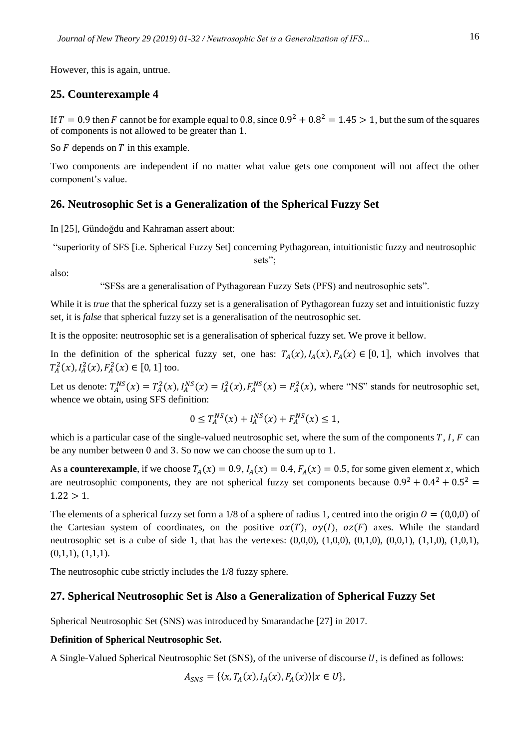However, this is again, untrue.

## 25. Counterexample 4

If $T = 0.9$ then $F$ cannot be for example equal to 0.8, since $0.9^2 + 0.8^2 = 1.45 > 1$, but the sum of the squares of components is not allowed to be greater than 1.

So $F$ depends on $T$ in this example.

Two components are independent if no matter what value gets one component will not affect the other component's value.

## 26. Neutrosophic Set is a Generalization of the Spherical Fuzzy Set

In [25], Gündoğdu and Kahraman assert about:

"superiority of SFS [i.e. Spherical Fuzzy Set] concerning Pythagorean, intuitionistic fuzzy and neutrosophic sets";

also:

"SFSs are a generalisation of Pythagorean Fuzzy Sets (PFS) and neutrosophic sets".

While it is *true* that the spherical fuzzy set is a generalisation of Pythagorean fuzzy set and intuitionistic fuzzy set, it is *false* that spherical fuzzy set is a generalisation of the neutrosophic set.

It is the opposite: neutrosophic set is a generalisation of spherical fuzzy set. We prove it bellow.

In the definition of the spherical fuzzy set, one has: $T_A(x), I_A(x), F_A(x) \in [0, 1]$, which involves that $T_A^2(x), I_A^2(x), F_A^2(x) \in [0, 1]$ too.

Let us denote: $T_A^{NS}(x) = T_A^2(x), I_A^{NS}(x) = I_A^2(x), F_A^{NS}(x) = F_A^2(x)$, where "NS" stands for neutrosophic set, whence we obtain, using SFS definition:

$$0 \leq T_A^{NS}(x) + I_A^{NS}(x) + F_A^{NS}(x) \leq 1,$$

which is a particular case of the single-valued neutrosophic set, where the sum of the components $T, I, F$ can be any number between 0 and 3. So now we can choose the sum up to 1.

As a **counterexample**, if we choose $T_A(x) = 0.9, I_A(x) = 0.4, F_A(x) = 0.5$, for some given element $x$, which are neutrosophic components, they are not spherical fuzzy set components because $0.9^2 + 0.4^2 + 0.5^2 = 1.22 > 1$.

The elements of a spherical fuzzy set form a 1/8 of a sphere of radius 1, centred into the origin $O = (0,0,0)$ of the Cartesian system of coordinates, on the positive $ox(T)$, $oy(I)$, $oz(F)$ axes. While the standard neutrosophic set is a cube of side 1, that has the vertexes: (0,0,0), (1,0,0), (0,1,0), (0,0,1), (1,1,0), (1,0,1), (0,1,1), (1,1,1).

The neutrosophic cube strictly includes the 1/8 fuzzy sphere.

## 27. Spherical Neutrosophic Set is Also a Generalization of Spherical Fuzzy Set

Spherical Neutrosophic Set (SNS) was introduced by Smarandache [27] in 2017.

**Definition of Spherical Neutrosophic Set.**

A Single-Valued Spherical Neutrosophic Set (SNS), of the universe of discourse $U$, is defined as follows:

$$A_{SNS} = \{\langle x, T_A(x), I_A(x), F_A(x)\rangle | x \in U\},$$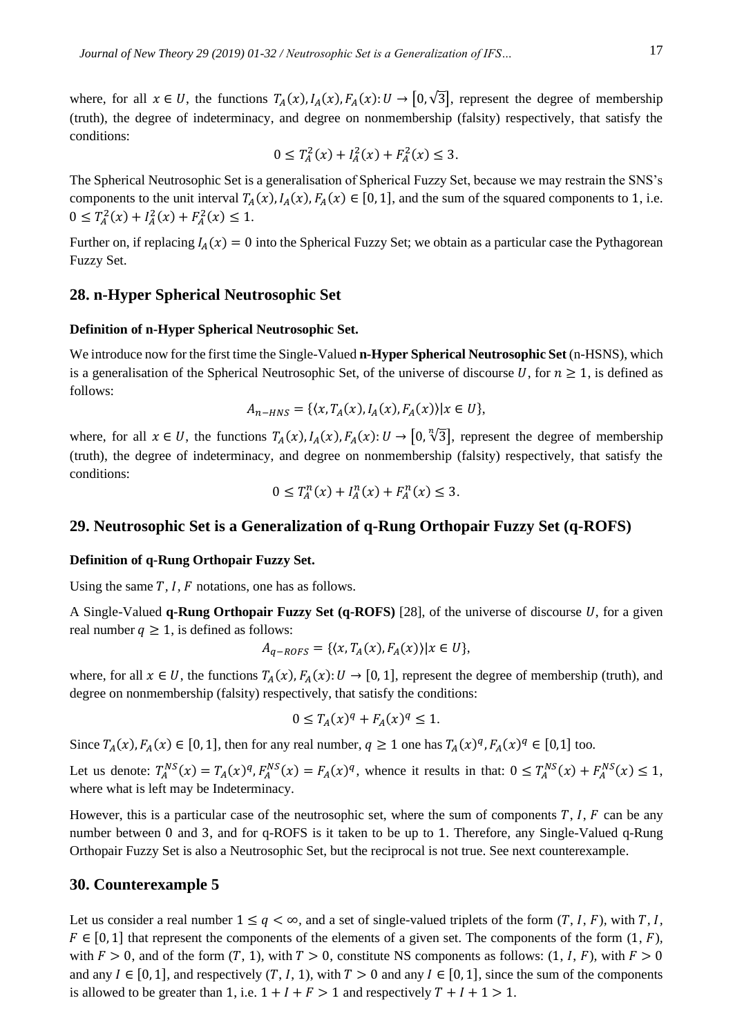where, for all $x \in U$, the functions $T_A(x), I_A(x), F_A(x): U \to [0, \sqrt{3}]$, represent the degree of membership (truth), the degree of indeterminacy, and degree on nonmembership (falsity) respectively, that satisfy the conditions:

$$0 \leq T_A^2(x) + I_A^2(x) + F_A^2(x) \leq 3.$$

The Spherical Neutrosophic Set is a generalisation of Spherical Fuzzy Set, because we may restrain the SNS's components to the unit interval $T_A(x), I_A(x), F_A(x) \in [0, 1]$, and the sum of the squared components to 1, i.e. $0 \leq T_A^2(x) + I_A^2(x) + F_A^2(x) \leq 1$.

Further on, if replacing $I_A(x) = 0$ into the Spherical Fuzzy Set; we obtain as a particular case the Pythagorean Fuzzy Set.

## 28. n-Hyper Spherical Neutrosophic Set

### Definition of n-Hyper Spherical Neutrosophic Set.

We introduce now for the first time the Single-Valued **n-Hyper Spherical Neutrosophic Set** (n-HSNS), which is a generalisation of the Spherical Neutrosophic Set, of the universe of discourse $U$, for $n \geq 1$, is defined as follows:

$$A_{n-HNS} = \{\langle x, T_A(x), I_A(x), F_A(x) \rangle | x \in U\},$$

where, for all $x \in U$, the functions $T_A(x), I_A(x), F_A(x): U \to [0, \sqrt[n]{3}]$, represent the degree of membership (truth), the degree of indeterminacy, and degree on nonmembership (falsity) respectively, that satisfy the conditions:

$$0 \leq T_A^n(x) + I_A^n(x) + F_A^n(x) \leq 3.$$

## 29. Neutrosophic Set is a Generalization of q-Rung Orthopair Fuzzy Set (q-ROFS)

### Definition of q-Rung Orthopair Fuzzy Set.

Using the same $T$, $I$, $F$ notations, one has as follows.

A Single-Valued **q-Rung Orthopair Fuzzy Set (q-ROFS)** [28], of the universe of discourse $U$, for a given real number $q \geq 1$, is defined as follows:

$$A_{q-ROFS} = \{\langle x, T_A(x), F_A(x) \rangle | x \in U\},$$

where, for all $x \in U$, the functions $T_A(x), F_A(x): U \to [0, 1]$, represent the degree of membership (truth), and degree on nonmembership (falsity) respectively, that satisfy the conditions:

$$0 \leq T_A(x)^q + F_A(x)^q \leq 1.$$

Since $T_A(x), F_A(x) \in [0, 1]$, then for any real number, $q \geq 1$ one has $T_A(x)^q, F_A(x)^q \in [0,1]$ too.

Let us denote: $T_A^{NS}(x) = T_A(x)^q, F_A^{NS}(x) = F_A(x)^q$, whence it results in that: $0 \leq T_A^{NS}(x) + F_A^{NS}(x) \leq 1$, where what is left may be Indeterminacy.

However, this is a particular case of the neutrosophic set, where the sum of components $T$, $I$, $F$ can be any number between 0 and 3, and for q-ROFS is it taken to be up to 1. Therefore, any Single-Valued q-Rung Orthopair Fuzzy Set is also a Neutrosophic Set, but the reciprocal is not true. See next counterexample.

## 30. Counterexample 5

Let us consider a real number $1 \leq q < \infty$, and a set of single-valued triplets of the form $(T, I, F)$, with $T$, $I$, $F \in [0, 1]$ that represent the components of the elements of a given set. The components of the form $(1, F)$, with $F > 0$, and of the form $(T, 1)$, with $T > 0$, constitute NS components as follows: $(1, I, F)$, with $F > 0$ and any $I \in [0, 1]$, and respectively $(T, I, 1)$, with $T > 0$ and any $I \in [0, 1]$, since the sum of the components is allowed to be greater than 1, i.e. $1 + I + F > 1$ and respectively $T + I + 1 > 1$.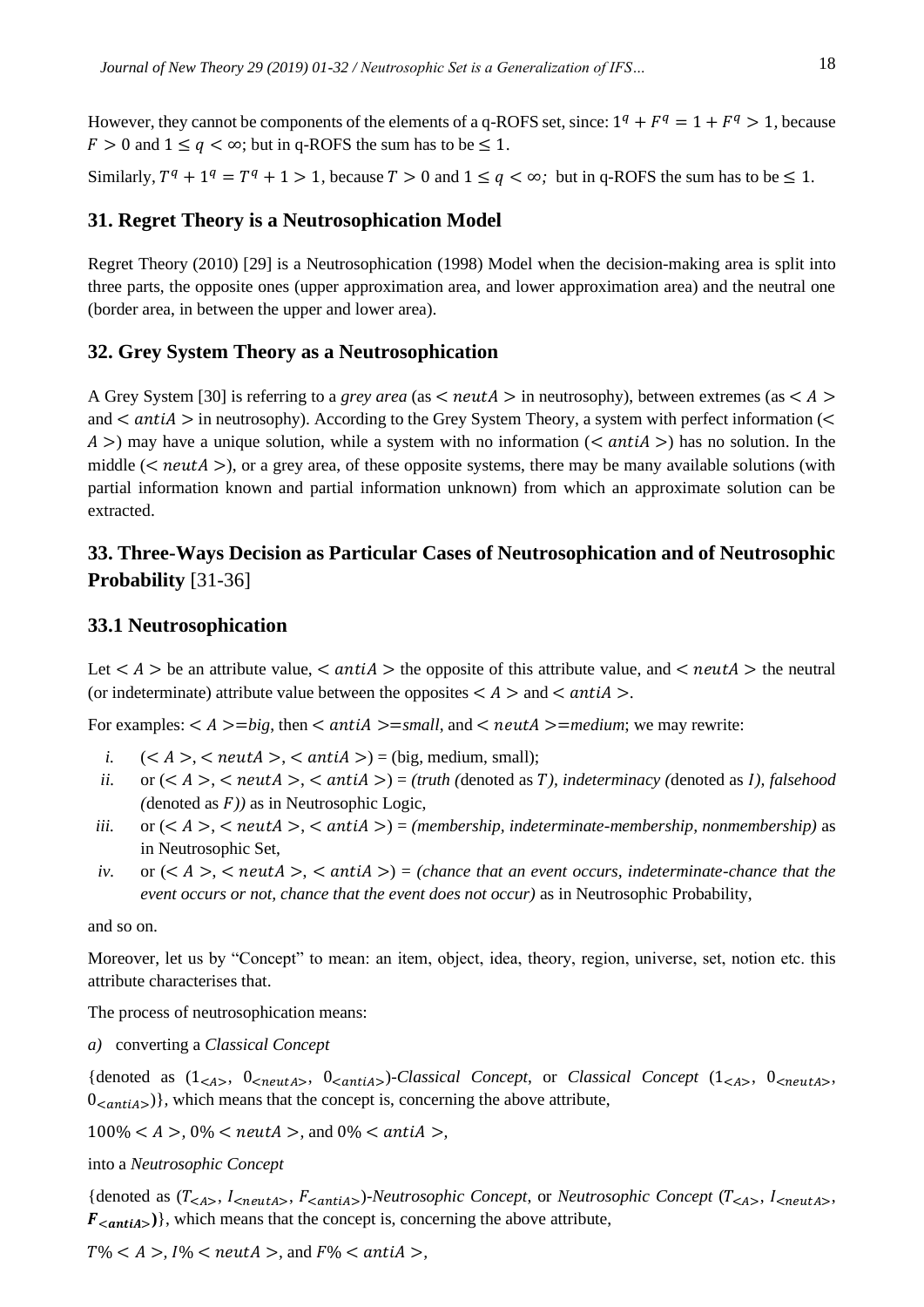However, they cannot be components of the elements of a q-ROFS set, since: $1^q + F^q = 1 + F^q > 1$, because $F > 0$ and $1 \leq q < \infty$; but in q-ROFS the sum has to be $\leq 1$.

Similarly, $T^q + 1^q = T^q + 1 > 1$, because $T > 0$ and $1 \leq q < \infty$; but in q-ROFS the sum has to be $\leq 1$.

## 31. Regret Theory is a Neutrosophication Model

Regret Theory (2010) [29] is a Neutrosophication (1998) Model when the decision-making area is split into three parts, the opposite ones (upper approximation area, and lower approximation area) and the neutral one (border area, in between the upper and lower area).

## 32. Grey System Theory as a Neutrosophication

A Grey System [30] is referring to a *grey area* (as $< neutA >$ in neutrosophy), between extremes (as $< A >$ and $< antiA >$ in neutrosophy). According to the Grey System Theory, a system with perfect information ($< A >$) may have a unique solution, while a system with no information ($< antiA >$) has no solution. In the middle ($< neutA >$), or a grey area, of these opposite systems, there may be many available solutions (with partial information known and partial information unknown) from which an approximate solution can be extracted.

## 33. Three-Ways Decision as Particular Cases of Neutrosophication and of Neutrosophic Probability [31-36]

### 33.1 Neutrosophication

Let $< A >$ be an attribute value, $< antiA >$ the opposite of this attribute value, and $< neutA >$ the neutral (or indeterminate) attribute value between the opposites $< A >$ and $< antiA >$.

For examples: $< A >$=*big*, then $< antiA >$=*small*, and $< neutA >$=*medium*; we may rewrite:

*i.* ($< A >$, $< neutA >$, $< antiA >$) = (big, medium, small);

*ii.* or ($< A >$, $< neutA >$, $< antiA >$) = *(truth (*denoted as $T$*), indeterminacy (*denoted as $I$*), falsehood (*denoted as $F$*))* as in Neutrosophic Logic,

*iii.* or ($< A >$, $< neutA >$, $< antiA >$) = *(membership, indeterminate-membership, nonmembership)* as in Neutrosophic Set,

*iv.* or ($< A >$, $< neutA >$, $< antiA >$) = *(chance that an event occurs, indeterminate-chance that the event occurs or not, chance that the event does not occur)* as in Neutrosophic Probability,

and so on.

Moreover, let us by "Concept" to mean: an item, object, idea, theory, region, universe, set, notion etc. this attribute characterises that.

The process of neutrosophication means:

*a)* converting a *Classical Concept*

{denoted as ($1_{<A>}$, $0_{<neutA>}$, $0_{<antiA>}$)-*Classical Concept*, or *Classical Concept* ($1_{<A>}$, $0_{<neutA>}$, $0_{<antiA>}$)}, which means that the concept is, concerning the above attribute,

$100\% < A >$, $0\% < neutA >$, and $0\% < antiA >$,

into a *Neutrosophic Concept*

{denoted as ($T_{<A>}$, $I_{<neutA>}$, $F_{<antiA>}$)-*Neutrosophic Concept*, or *Neutrosophic Concept* ($T_{<A>}$, $I_{<neutA>}$, $\boldsymbol{F}_{<antiA>}$)}, which means that the concept is, concerning the above attribute,

$T\% < A >$, $I\% < neutA >$, and $F\% < antiA >$,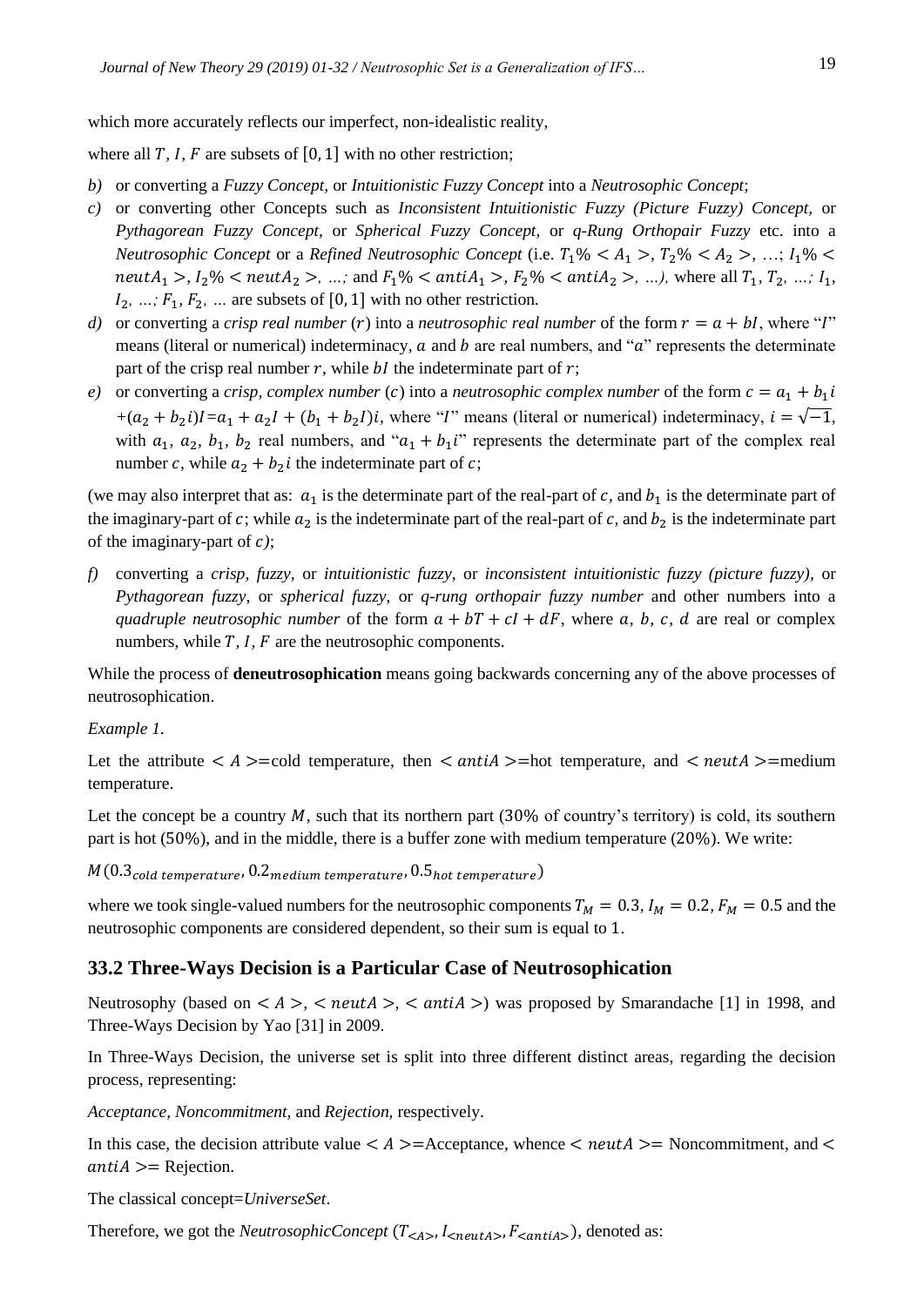which more accurately reflects our imperfect, non-idealistic reality,

where all $T, I, F$ are subsets of $[0, 1]$ with no other restriction;

*b)* or converting a *Fuzzy Concept*, or *Intuitionistic Fuzzy Concept* into a *Neutrosophic Concept*;

*c)* or converting other Concepts such as *Inconsistent Intuitionistic Fuzzy (Picture Fuzzy) Concept,* or *Pythagorean Fuzzy Concept,* or *Spherical Fuzzy Concept,* or *q-Rung Orthopair Fuzzy* etc. into a *Neutrosophic Concept* or a *Refined Neutrosophic Concept* (i.e. $T_1\% < A_1 >, T_2\% < A_2 >, \ldots; I_1\% < neutA_1 >, I_2\% < neutA_2 >, \ldots;$ and $F_1\% < antiA_1 >, F_2\% < antiA_2 >, \ldots),$ where all $T_1, T_2, \ldots; I_1, I_2, \ldots; F_1, F_2, \ldots$ are subsets of $[0, 1]$ with no other restriction.

*d)* or converting a *crisp real number* $(r)$ into a *neutrosophic real number* of the form $r = a + bI$, where "$I$" means (literal or numerical) indeterminacy, $a$ and $b$ are real numbers, and "$a$" represents the determinate part of the crisp real number $r$, while $bI$ the indeterminate part of $r$;

*e)* or converting a *crisp, complex number* $(c)$ into a *neutrosophic complex number* of the form $c = a_1 + b_1 i + (a_2 + b_2 i)I = a_1 + a_2 I + (b_1 + b_2 I)i$, where "$I$" means (literal or numerical) indeterminacy, $i = \sqrt{-1}$, with $a_1, a_2, b_1, b_2$ real numbers, and "$a_1 + b_1 i$" represents the determinate part of the complex real number $c$, while $a_2 + b_2 i$ the indeterminate part of $c$;

(we may also interpret that as: $a_1$ is the determinate part of the real-part of $c$, and $b_1$ is the determinate part of the imaginary-part of $c$; while $a_2$ is the indeterminate part of the real-part of $c$, and $b_2$ is the indeterminate part of the imaginary-part of $c$);

*f)* converting a *crisp, fuzzy,* or *intuitionistic fuzzy,* or *inconsistent intuitionistic fuzzy (picture fuzzy),* or *Pythagorean fuzzy*, or *spherical fuzzy*, or *q-rung orthopair fuzzy number* and other numbers into a *quadruple neutrosophic number* of the form $a + bT + cI + dF$, where $a, b, c, d$ are real or complex numbers, while $T, I, F$ are the neutrosophic components.

While the process of **deneutrosophication** means going backwards concerning any of the above processes of neutrosophication.

*Example 1.*

Let the attribute $< A >$=cold temperature, then $< antiA >$=hot temperature, and $< neutA >$=medium temperature.

Let the concept be a country $M$, such that its northern part (30% of country's territory) is cold, its southern part is hot (50%), and in the middle, there is a buffer zone with medium temperature (20%). We write:

$M(0.3_{cold\ temperature}, 0.2_{medium\ temperature}, 0.5_{hot\ temperature})$

where we took single-valued numbers for the neutrosophic components $T_M = 0.3, I_M = 0.2, F_M = 0.5$ and the neutrosophic components are considered dependent, so their sum is equal to 1.

## 33.2 Three-Ways Decision is a Particular Case of Neutrosophication

Neutrosophy (based on $< A >, < neutA >, < antiA >$) was proposed by Smarandache [1] in 1998, and Three-Ways Decision by Yao [31] in 2009.

In Three-Ways Decision, the universe set is split into three different distinct areas, regarding the decision process, representing:

*Acceptance, Noncommitment,* and *Rejection,* respectively.

In this case, the decision attribute value $< A >$=Acceptance, whence $< neutA >$= Noncommitment, and $< antiA >$= Rejection.

The classical concept=*UniverseSet*.

Therefore, we got the *NeutrosophicConcept* $(T_{<A>}, I_{<neutA>}, F_{<antiA>})$, denoted as: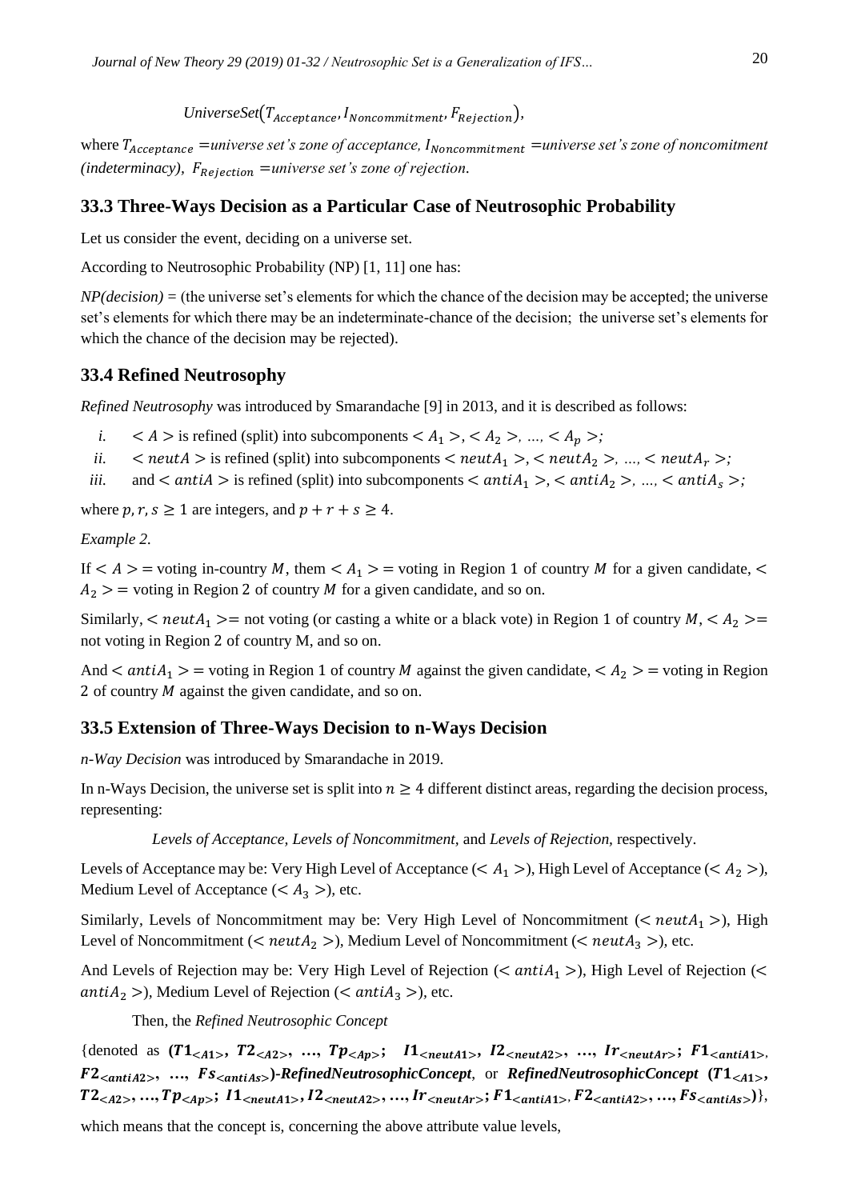*UniverseSet*$(T_{Acceptance}, I_{Noncommitment}, F_{Rejection})$,

where $T_{Acceptance}$ =*universe set's zone of acceptance,* $I_{Noncommitment}$ =*universe set's zone of noncomitment (indeterminacy),* $F_{Rejection}$ =*universe set's zone of rejection*.

## 33.3 Three-Ways Decision as a Particular Case of Neutrosophic Probability

Let us consider the event, deciding on a universe set.

According to Neutrosophic Probability (NP) [1, 11] one has:

*NP(decision)* = (the universe set's elements for which the chance of the decision may be accepted; the universe set's elements for which there may be an indeterminate-chance of the decision; the universe set's elements for which the chance of the decision may be rejected).

## 33.4 Refined Neutrosophy

*Refined Neutrosophy* was introduced by Smarandache [9] in 2013, and it is described as follows:

*i.* $< A >$ is refined (split) into subcomponents $< A_1 >, < A_2 >, \ldots, < A_p >$;

*ii.* $< neutA >$ is refined (split) into subcomponents $< neutA_1 >, < neutA_2 >, \ldots, < neutA_r >$;

*iii.* and $< antiA >$ is refined (split) into subcomponents $< antiA_1 >, < antiA_2 >, \ldots, < antiA_s >$;

where $p, r, s \geq 1$ are integers, and $p + r + s \geq 4$.

*Example 2*.

If $< A >$ = voting in-country $M$, them $< A_1 >$ = voting in Region 1 of country $M$ for a given candidate, $< A_2 >$ = voting in Region 2 of country $M$ for a given candidate, and so on.

Similarly, $< neutA_1 >$= not voting (or casting a white or a black vote) in Region 1 of country $M$, $< A_2 >$= not voting in Region 2 of country M, and so on.

And $< antiA_1 >$ = voting in Region 1 of country $M$ against the given candidate, $< A_2 >$ = voting in Region 2 of country $M$ against the given candidate, and so on.

## 33.5 Extension of Three-Ways Decision to n-Ways Decision

*n-Way Decision* was introduced by Smarandache in 2019.

In n-Ways Decision, the universe set is split into $n \geq 4$ different distinct areas, regarding the decision process, representing:

*Levels of Acceptance, Levels of Noncommitment*, and *Levels of Rejection*, respectively.

Levels of Acceptance may be: Very High Level of Acceptance ($< A_1 >$), High Level of Acceptance ($< A_2 >$), Medium Level of Acceptance ($< A_3 >$), etc.

Similarly, Levels of Noncommitment may be: Very High Level of Noncommitment ($< neutA_1 >$), High Level of Noncommitment ($< neutA_2 >$), Medium Level of Noncommitment ($< neutA_3 >$), etc.

And Levels of Rejection may be: Very High Level of Rejection ($< antiA_1 >$), High Level of Rejection ($< antiA_2 >$), Medium Level of Rejection ($< antiA_3 >$), etc.

Then, the *Refined Neutrosophic Concept*

{denoted as $(T1_{<A1>}, T2_{<A2>}, \ldots, Tp_{<Ap>}; \ I1_{<neutA1>}, I2_{<neutA2>}, \ldots, Ir_{<neutAr>}; F1_{<antiA1>}, F2_{<antiA2>}, \ldots, Fs_{<antiAs>})$-***RefinedNeutrosophicConcept***, or ***RefinedNeutrosophicConcept*** $(T1_{<A1>}, T2_{<A2>}, \ldots, Tp_{<Ap>}; I1_{<neutA1>}, I2_{<neutA2>}, \ldots, Ir_{<neutAr>}; F1_{<antiA1>}, F2_{<antiA2>}, \ldots, Fs_{<antiAs>})$},

which means that the concept is, concerning the above attribute value levels,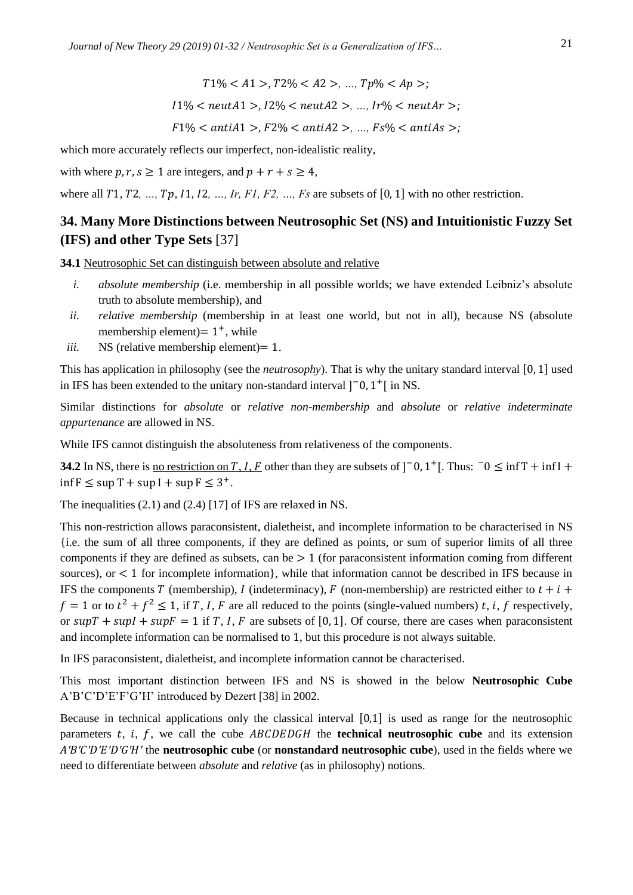$$T1\% < A1 >, T2\% < A2 >, \ldots, Tp\% < Ap >;$$

$$I1\% < neutA1 >, I2\% < neutA2 >, \ldots, Ir\% < neutAr >;$$

$$F1\% < antiA1 >, F2\% < antiA2 >, \ldots, Fs\% < antiAs >;$$

which more accurately reflects our imperfect, non-idealistic reality,

with where $p, r, s \geq 1$ are integers, and $p + r + s \geq 4$,

where all $T1, T2, \ldots, Tp, I1, I2, \ldots, Ir, F1, F2, \ldots, Fs$ are subsets of $[0, 1]$ with no other restriction.

## 34. Many More Distinctions between Neutrosophic Set (NS) and Intuitionistic Fuzzy Set (IFS) and other Type Sets [37]

**34.1** Neutrosophic Set can distinguish between absolute and relative

- *i.* *absolute membership* (i.e. membership in all possible worlds; we have extended Leibniz's absolute truth to absolute membership), and
- *ii.* *relative membership* (membership in at least one world, but not in all), because NS (absolute membership element)$= 1^+$, while
- *iii.* NS (relative membership element)$= 1$.

This has application in philosophy (see the *neutrosophy*). That is why the unitary standard interval $[0, 1]$ used in IFS has been extended to the unitary non-standard interval $]^-0, 1^+[$ in NS.

Similar distinctions for *absolute* or *relative non-membership* and *absolute* or *relative indeterminate appurtenance* are allowed in NS.

While IFS cannot distinguish the absoluteness from relativeness of the components.

**34.2** In NS, there is no restriction on $T, I, F$ other than they are subsets of $]^-0, 1^+[$. Thus: $^-0 \leq \inf T + \inf I + \inf F \leq \sup T + \sup I + \sup F \leq 3^+$.

The inequalities (2.1) and (2.4) [17] of IFS are relaxed in NS.

This non-restriction allows paraconsistent, dialetheist, and incomplete information to be characterised in NS {i.e. the sum of all three components, if they are defined as points, or sum of superior limits of all three components if they are defined as subsets, can be $> 1$ (for paraconsistent information coming from different sources), or $< 1$ for incomplete information}, while that information cannot be described in IFS because in IFS the components $T$ (membership), $I$ (indeterminacy), $F$ (non-membership) are restricted either to $t + i + f = 1$ or to $t^2 + f^2 \leq 1$, if $T, I, F$ are all reduced to the points (single-valued numbers) $t, i, f$ respectively, or $supT + supI + supF = 1$ if $T, I, F$ are subsets of $[0, 1]$. Of course, there are cases when paraconsistent and incomplete information can be normalised to 1, but this procedure is not always suitable.

In IFS paraconsistent, dialetheist, and incomplete information cannot be characterised.

This most important distinction between IFS and NS is showed in the below **Neutrosophic Cube** A'B'C'D'E'F'G'H' introduced by Dezert [38] in 2002.

Because in technical applications only the classical interval $[0,1]$ is used as range for the neutrosophic parameters $t$, $i$, $f$, we call the cube $ABCDEDGH$ the **technical neutrosophic cube** and its extension $A'B'C'D'E'D'G'H'$ the **neutrosophic cube** (or **nonstandard neutrosophic cube**), used in the fields where we need to differentiate between *absolute* and *relative* (as in philosophy) notions.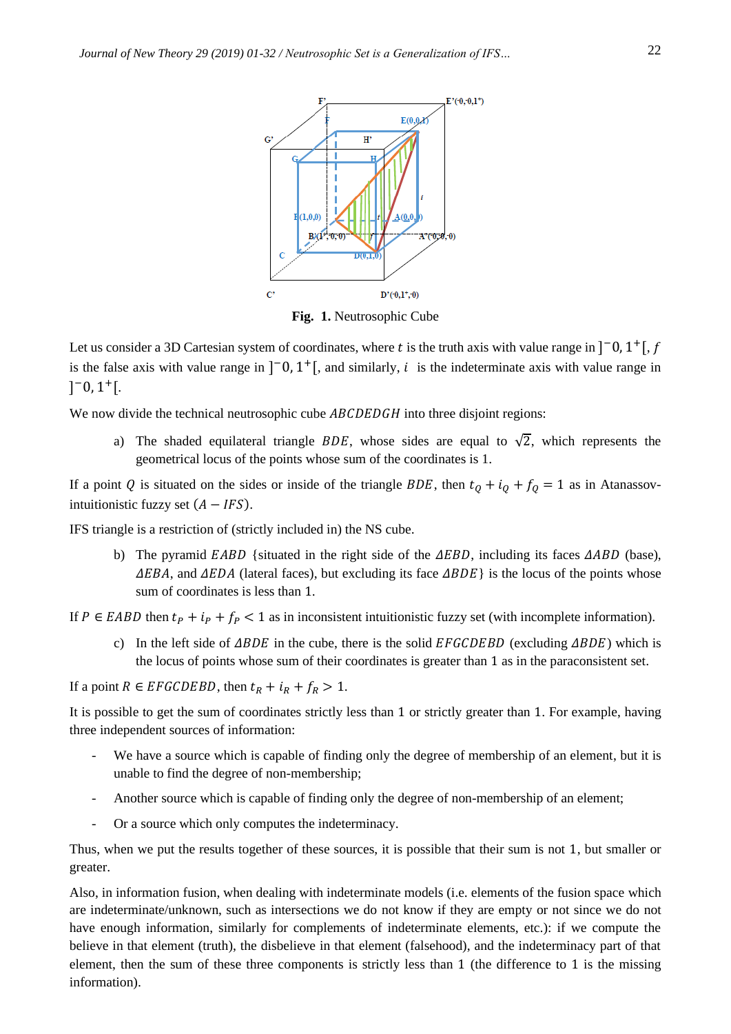**Fig. 1.** Neutrosophic Cube

Let us consider a 3D Cartesian system of coordinates, where $t$ is the truth axis with value range in $]^{-}0, 1^{+}[$, $f$ is the false axis with value range in $]^{-}0, 1^{+}[$, and similarly, $i$ is the indeterminate axis with value range in $]^{-}0, 1^{+}[$.

We now divide the technical neutrosophic cube $ABCDEDGH$ into three disjoint regions:

a) The shaded equilateral triangle $BDE$, whose sides are equal to $\sqrt{2}$, which represents the geometrical locus of the points whose sum of the coordinates is 1.

If a point $Q$ is situated on the sides or inside of the triangle $BDE$, then $t_Q + i_Q + f_Q = 1$ as in Atanassov-intuitionistic fuzzy set $(A - IFS)$.

IFS triangle is a restriction of (strictly included in) the NS cube.

b) The pyramid $EABD$ {situated in the right side of the $\Delta EBD$, including its faces $\Delta ABD$ (base), $\Delta EBA$, and $\Delta EDA$ (lateral faces), but excluding its face $\Delta BDE$} is the locus of the points whose sum of coordinates is less than 1.

If $P \in EABD$ then $t_P + i_P + f_P < 1$ as in inconsistent intuitionistic fuzzy set (with incomplete information).

c) In the left side of $\Delta BDE$ in the cube, there is the solid $EFGCDEBD$ (excluding $\Delta BDE$) which is the locus of points whose sum of their coordinates is greater than 1 as in the paraconsistent set.

If a point $R \in EFGCDEBD$, then $t_R + i_R + f_R > 1$.

It is possible to get the sum of coordinates strictly less than 1 or strictly greater than 1. For example, having three independent sources of information:

- We have a source which is capable of finding only the degree of membership of an element, but it is unable to find the degree of non-membership;
- Another source which is capable of finding only the degree of non-membership of an element;
- Or a source which only computes the indeterminacy.

Thus, when we put the results together of these sources, it is possible that their sum is not 1, but smaller or greater.

Also, in information fusion, when dealing with indeterminate models (i.e. elements of the fusion space which are indeterminate/unknown, such as intersections we do not know if they are empty or not since we do not have enough information, similarly for complements of indeterminate elements, etc.): if we compute the believe in that element (truth), the disbelieve in that element (falsehood), and the indeterminacy part of that element, then the sum of these three components is strictly less than 1 (the difference to 1 is the missing information).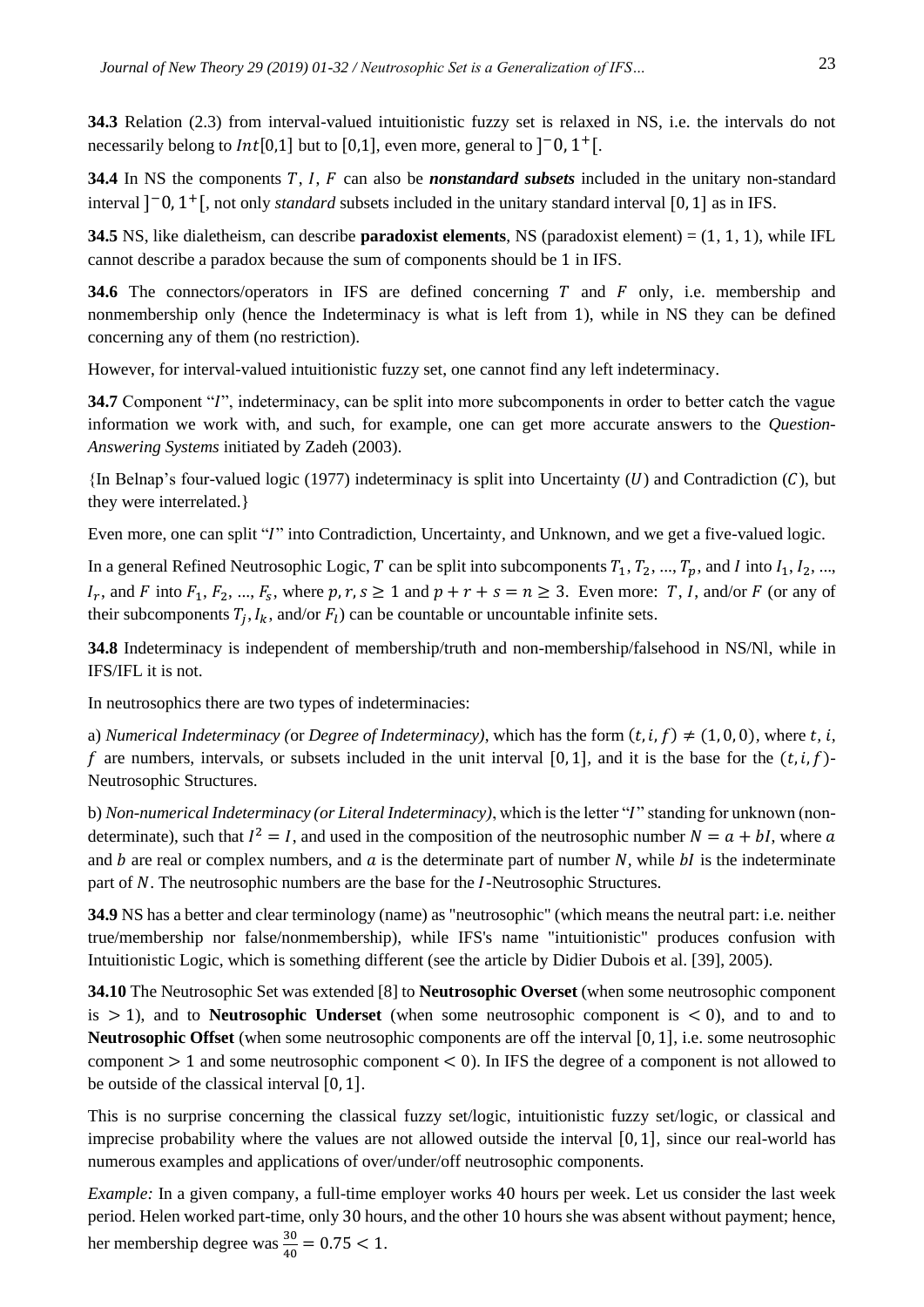**34.3** Relation (2.3) from interval-valued intuitionistic fuzzy set is relaxed in NS, i.e. the intervals do not necessarily belong to $Int[0,1]$ but to $[0,1]$, even more, general to $]^{-}0, 1^{+}[$.

**34.4** In NS the components $T$, $I$, $F$ can also be ***nonstandard subsets*** included in the unitary non-standard interval $]^{-}0, 1^{+}[$, not only *standard* subsets included in the unitary standard interval $[0, 1]$ as in IFS.

**34.5** NS, like dialetheism, can describe **paradoxist elements**, NS (paradoxist element) = (1, 1, 1), while IFL cannot describe a paradox because the sum of components should be 1 in IFS.

**34.6** The connectors/operators in IFS are defined concerning $T$ and $F$ only, i.e. membership and nonmembership only (hence the Indeterminacy is what is left from 1), while in NS they can be defined concerning any of them (no restriction).

However, for interval-valued intuitionistic fuzzy set, one cannot find any left indeterminacy.

**34.7** Component "$I$", indeterminacy, can be split into more subcomponents in order to better catch the vague information we work with, and such, for example, one can get more accurate answers to the *Question-Answering Systems* initiated by Zadeh (2003).

{In Belnap's four-valued logic (1977) indeterminacy is split into Uncertainty ($U$) and Contradiction ($C$), but they were interrelated.}

Even more, one can split "$I$" into Contradiction, Uncertainty, and Unknown, and we get a five-valued logic.

In a general Refined Neutrosophic Logic, $T$ can be split into subcomponents $T_1, T_2, ..., T_p$, and $I$ into $I_1, I_2, ..., I_r$, and $F$ into $F_1, F_2, ..., F_s$, where $p, r, s \geq 1$ and $p + r + s = n \geq 3$. Even more: $T$, $I$, and/or $F$ (or any of their subcomponents $T_j, I_k$, and/or $F_l$) can be countable or uncountable infinite sets.

**34.8** Indeterminacy is independent of membership/truth and non-membership/falsehood in NS/Nl, while in IFS/IFL it is not.

In neutrosophics there are two types of indeterminacies:

a) *Numerical Indeterminacy (*or *Degree of Indeterminacy)*, which has the form $(t, i, f) \neq (1, 0, 0)$, where $t$, $i$, $f$ are numbers, intervals, or subsets included in the unit interval $[0, 1]$, and it is the base for the $(t, i, f)$-Neutrosophic Structures.

b) *Non-numerical Indeterminacy (or Literal Indeterminacy)*, which is the letter "$I$" standing for unknown (non-determinate), such that $I^2 = I$, and used in the composition of the neutrosophic number $N = a + bI$, where $a$ and $b$ are real or complex numbers, and $a$ is the determinate part of number $N$, while $bI$ is the indeterminate part of $N$. The neutrosophic numbers are the base for the $I$-Neutrosophic Structures.

**34.9** NS has a better and clear terminology (name) as "neutrosophic" (which means the neutral part: i.e. neither true/membership nor false/nonmembership), while IFS's name "intuitionistic" produces confusion with Intuitionistic Logic, which is something different (see the article by Didier Dubois et al. [39], 2005).

**34.10** The Neutrosophic Set was extended [8] to **Neutrosophic Overset** (when some neutrosophic component is $> 1$), and to **Neutrosophic Underset** (when some neutrosophic component is $< 0$), and to and to **Neutrosophic Offset** (when some neutrosophic components are off the interval $[0, 1]$, i.e. some neutrosophic component $> 1$ and some neutrosophic component $< 0$). In IFS the degree of a component is not allowed to be outside of the classical interval $[0, 1]$.

This is no surprise concerning the classical fuzzy set/logic, intuitionistic fuzzy set/logic, or classical and imprecise probability where the values are not allowed outside the interval $[0, 1]$, since our real-world has numerous examples and applications of over/under/off neutrosophic components.

*Example:* In a given company, a full-time employer works 40 hours per week. Let us consider the last week period. Helen worked part-time, only 30 hours, and the other 10 hours she was absent without payment; hence, her membership degree was $\frac{30}{40} = 0.75 < 1$.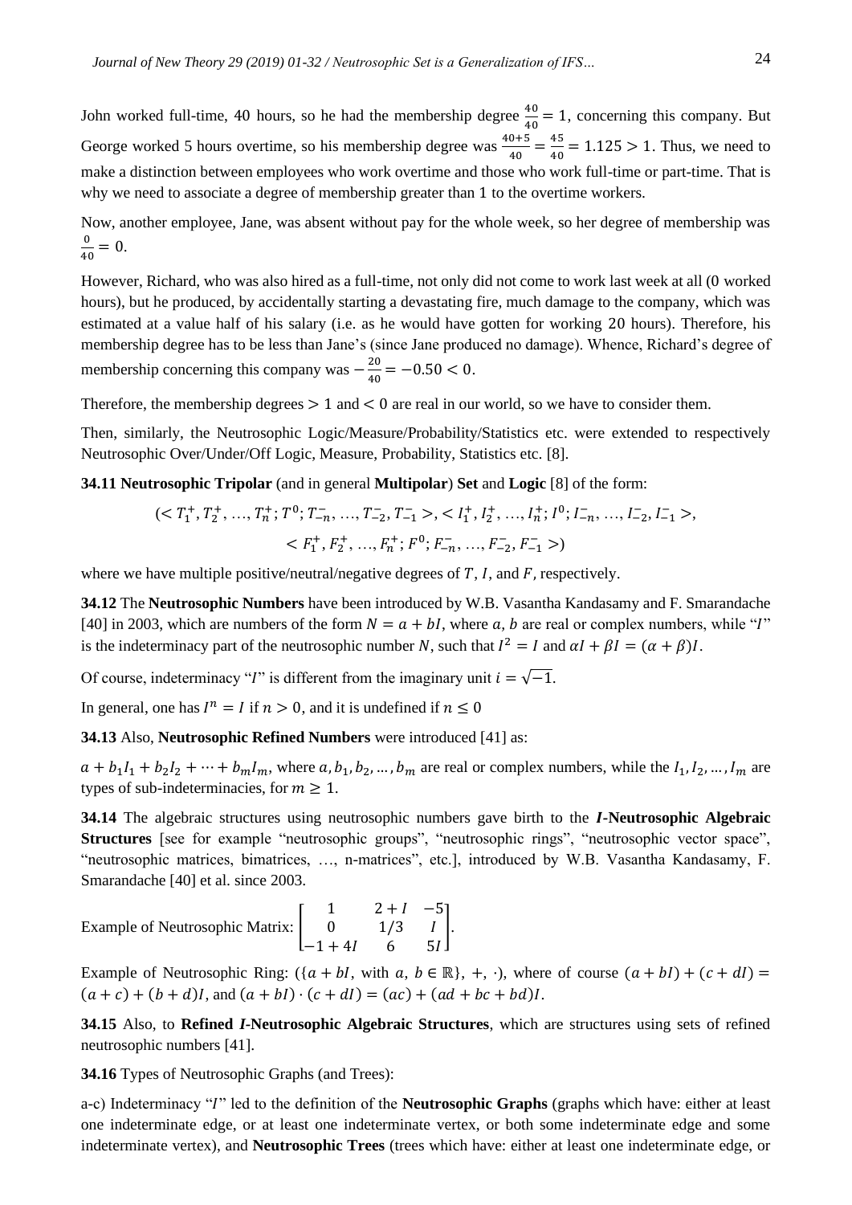John worked full-time, 40 hours, so he had the membership degree $\frac{40}{40} = 1$, concerning this company. But George worked 5 hours overtime, so his membership degree was $\frac{40+5}{40} = \frac{45}{40} = 1.125 > 1$. Thus, we need to make a distinction between employees who work overtime and those who work full-time or part-time. That is why we need to associate a degree of membership greater than 1 to the overtime workers.

Now, another employee, Jane, was absent without pay for the whole week, so her degree of membership was $\frac{0}{40} = 0$.

However, Richard, who was also hired as a full-time, not only did not come to work last week at all (0 worked hours), but he produced, by accidentally starting a devastating fire, much damage to the company, which was estimated at a value half of his salary (i.e. as he would have gotten for working 20 hours). Therefore, his membership degree has to be less than Jane's (since Jane produced no damage). Whence, Richard's degree of membership concerning this company was $-\frac{20}{40} = -0.50 < 0$.

Therefore, the membership degrees $> 1$ and $< 0$ are real in our world, so we have to consider them.

Then, similarly, the Neutrosophic Logic/Measure/Probability/Statistics etc. were extended to respectively Neutrosophic Over/Under/Off Logic, Measure, Probability, Statistics etc. [8].

**34.11 Neutrosophic Tripolar** (and in general **Multipolar**) **Set** and **Logic** [8] of the form:

$$(< T_1^+, T_2^+, \ldots, T_n^+; T^0; T_{-n}^-, \ldots, T_{-2}^-, T_{-1}^- >, < I_1^+, I_2^+, \ldots, I_n^+; I^0; I_{-n}^-, \ldots, I_{-2}^-, I_{-1}^- >,$$
$$< F_1^+, F_2^+, \ldots, F_n^+; F^0; F_{-n}^-, \ldots, F_{-2}^-, F_{-1}^- >)$$

where we have multiple positive/neutral/negative degrees of $T$, $I$, and $F$, respectively.

**34.12** The **Neutrosophic Numbers** have been introduced by W.B. Vasantha Kandasamy and F. Smarandache [40] in 2003, which are numbers of the form $N = a + bI$, where $a$, $b$ are real or complex numbers, while "$I$" is the indeterminacy part of the neutrosophic number $N$, such that $I^2 = I$ and $\alpha I + \beta I = (\alpha + \beta)I$.

Of course, indeterminacy "$I$" is different from the imaginary unit $i = \sqrt{-1}$.

In general, one has $I^n = I$ if $n > 0$, and it is undefined if $n \leq 0$

**34.13** Also, **Neutrosophic Refined Numbers** were introduced [41] as:

$a + b_1 I_1 + b_2 I_2 + \cdots + b_m I_m$, where $a, b_1, b_2, \ldots, b_m$ are real or complex numbers, while the $I_1, I_2, \ldots, I_m$ are types of sub-indeterminacies, for $m \geq 1$.

**34.14** The algebraic structures using neutrosophic numbers gave birth to the ***I*-Neutrosophic Algebraic Structures** [see for example "neutrosophic groups", "neutrosophic rings", "neutrosophic vector space", "neutrosophic matrices, bimatrices, …, n-matrices", etc.], introduced by W.B. Vasantha Kandasamy, F. Smarandache [40] et al. since 2003.

Example of Neutrosophic Matrix: $\begin{bmatrix} 1 & 2+I & -5 \\ 0 & 1/3 & I \\ -1+4I & 6 & 5I \end{bmatrix}$.

Example of Neutrosophic Ring: $(\{a + bI$, with $a, b \in \mathbb{R}\}, +, \cdot)$, where of course $(a + bI) + (c + dI) = (a + c) + (b + d)I$, and $(a + bI) \cdot (c + dI) = (ac) + (ad + bc + bd)I$.

**34.15** Also, to **Refined *I*-Neutrosophic Algebraic Structures**, which are structures using sets of refined neutrosophic numbers [41].

**34.16** Types of Neutrosophic Graphs (and Trees):

a-c) Indeterminacy "$I$" led to the definition of the **Neutrosophic Graphs** (graphs which have: either at least one indeterminate edge, or at least one indeterminate vertex, or both some indeterminate edge and some indeterminate vertex), and **Neutrosophic Trees** (trees which have: either at least one indeterminate edge, or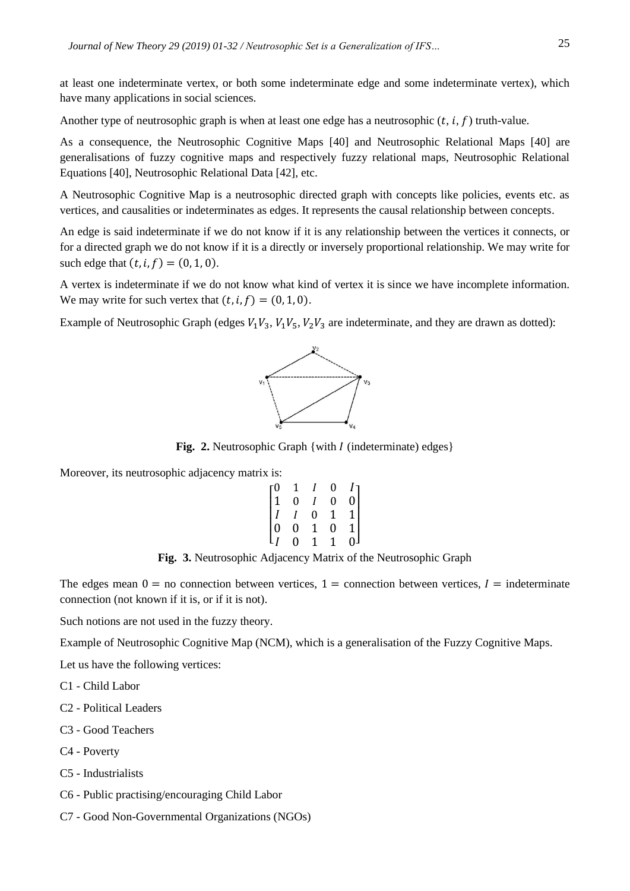at least one indeterminate vertex, or both some indeterminate edge and some indeterminate vertex), which have many applications in social sciences.

Another type of neutrosophic graph is when at least one edge has a neutrosophic $(t, i, f)$ truth-value.

As a consequence, the Neutrosophic Cognitive Maps [40] and Neutrosophic Relational Maps [40] are generalisations of fuzzy cognitive maps and respectively fuzzy relational maps, Neutrosophic Relational Equations [40], Neutrosophic Relational Data [42], etc.

A Neutrosophic Cognitive Map is a neutrosophic directed graph with concepts like policies, events etc. as vertices, and causalities or indeterminates as edges. It represents the causal relationship between concepts.

An edge is said indeterminate if we do not know if it is any relationship between the vertices it connects, or for a directed graph we do not know if it is a directly or inversely proportional relationship. We may write for such edge that $(t, i, f) = (0, 1, 0)$.

A vertex is indeterminate if we do not know what kind of vertex it is since we have incomplete information. We may write for such vertex that $(t, i, f) = (0, 1, 0)$.

Example of Neutrosophic Graph (edges $V_1V_3$, $V_1V_5$, $V_2V_3$ are indeterminate, and they are drawn as dotted):

**Fig. 2.** Neutrosophic Graph {with $I$ (indeterminate) edges}

Moreover, its neutrosophic adjacency matrix is:

$$\begin{bmatrix} 0 & 1 & I & 0 & I \\ 1 & 0 & I & 0 & 0 \\ I & I & 0 & 1 & 1 \\ 0 & 0 & 1 & 0 & 1 \\ I & 0 & 1 & 1 & 0 \end{bmatrix}$$

**Fig. 3.** Neutrosophic Adjacency Matrix of the Neutrosophic Graph

The edges mean $0$ = no connection between vertices, $1$ = connection between vertices, $I$ = indeterminate connection (not known if it is, or if it is not).

Such notions are not used in the fuzzy theory.

Example of Neutrosophic Cognitive Map (NCM), which is a generalisation of the Fuzzy Cognitive Maps.

Let us have the following vertices:

C1 - Child Labor

C2 - Political Leaders

C3 - Good Teachers

C4 - Poverty

C5 - Industrialists

C6 - Public practising/encouraging Child Labor

C7 - Good Non-Governmental Organizations (NGOs)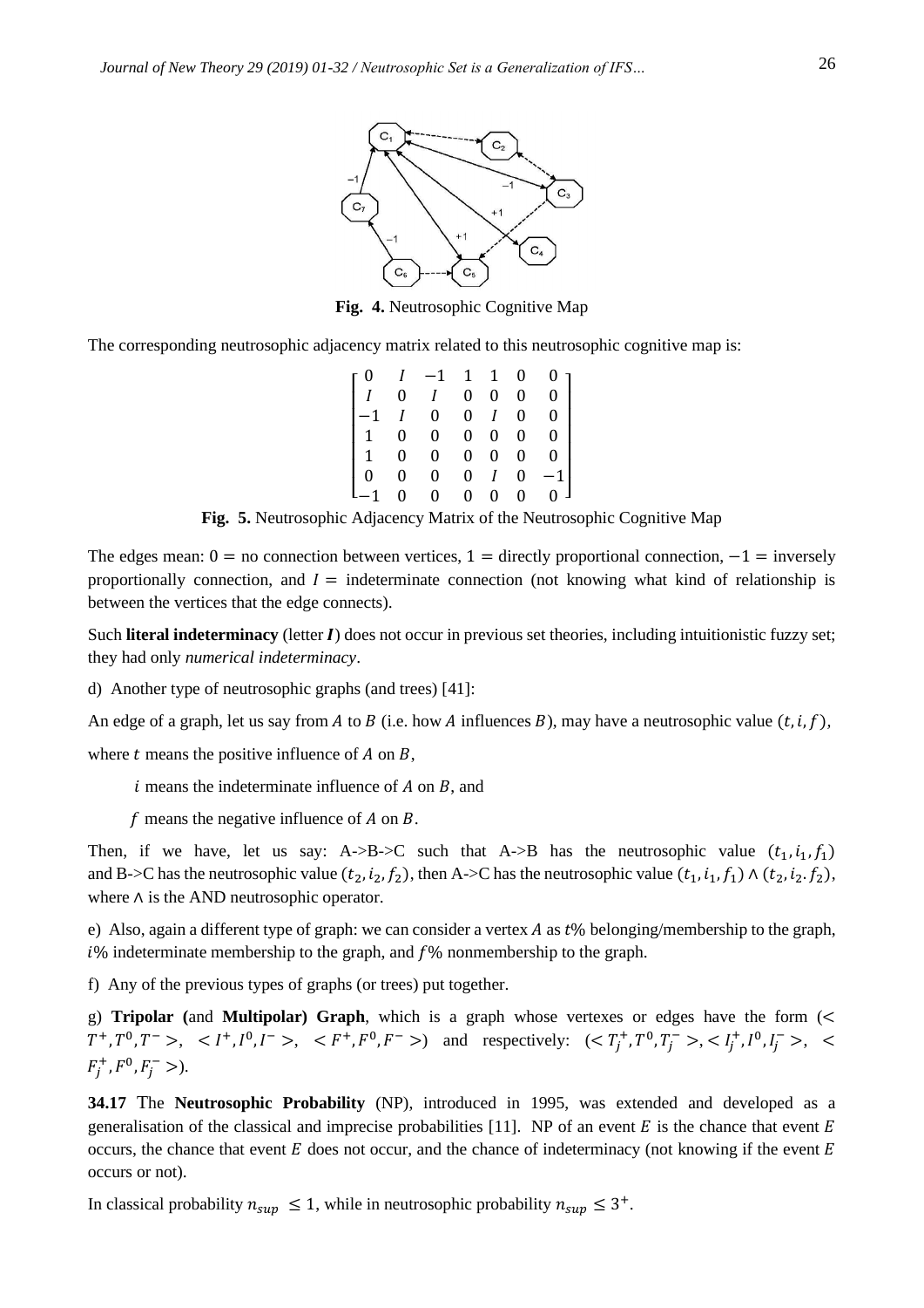**Fig. 4.** Neutrosophic Cognitive Map

The corresponding neutrosophic adjacency matrix related to this neutrosophic cognitive map is:

$$\begin{bmatrix} 0 & I & -1 & 1 & 1 & 0 & 0 \\ I & 0 & I & 0 & 0 & 0 & 0 \\ -1 & I & 0 & 0 & I & 0 & 0 \\ 1 & 0 & 0 & 0 & 0 & 0 & 0 \\ 1 & 0 & 0 & 0 & 0 & 0 & 0 \\ 0 & 0 & 0 & 0 & I & 0 & -1 \\ -1 & 0 & 0 & 0 & 0 & 0 & 0 \end{bmatrix}$$

**Fig. 5.** Neutrosophic Adjacency Matrix of the Neutrosophic Cognitive Map

The edges mean: $0 =$ no connection between vertices, $1 =$ directly proportional connection, $-1 =$ inversely proportionally connection, and $I =$ indeterminate connection (not knowing what kind of relationship is between the vertices that the edge connects).

Such **literal indeterminacy** (letter ***I***) does not occur in previous set theories, including intuitionistic fuzzy set; they had only *numerical indeterminacy*.

d) Another type of neutrosophic graphs (and trees) [41]:

An edge of a graph, let us say from $A$ to $B$ (i.e. how $A$ influences $B$), may have a neutrosophic value $(t, i, f)$,

where $t$ means the positive influence of $A$ on $B$,

$i$ means the indeterminate influence of $A$ on $B$, and

$f$ means the negative influence of $A$ on $B$.

Then, if we have, let us say: A->B->C such that A->B has the neutrosophic value $(t_1, i_1, f_1)$ and B->C has the neutrosophic value $(t_2, i_2, f_2)$, then A->C has the neutrosophic value $(t_1, i_1, f_1) \wedge (t_2, i_2. f_2)$, where $\wedge$ is the AND neutrosophic operator.

e) Also, again a different type of graph: we can consider a vertex $A$ as $t$% belonging/membership to the graph, $i$% indeterminate membership to the graph, and $f$% nonmembership to the graph.

f) Any of the previous types of graphs (or trees) put together.

g) **Tripolar (**and **Multipolar) Graph**, which is a graph whose vertexes or edges have the form ($< T^+, T^0, T^- >$, $< I^+, I^0, I^- >$, $< F^+, F^0, F^- >$) and respectively: ($< T_j^+, T^0, T_j^- >$, $< I_j^+, I^0, I_j^- >$, $< F_j^+, F^0, F_j^- >$).

**34.17** The **Neutrosophic Probability** (NP), introduced in 1995, was extended and developed as a generalisation of the classical and imprecise probabilities [11]. NP of an event $E$ is the chance that event $E$ occurs, the chance that event $E$ does not occur, and the chance of indeterminacy (not knowing if the event $E$ occurs or not).

In classical probability $n_{sup} \leq 1$, while in neutrosophic probability $n_{sup} \leq 3^+$.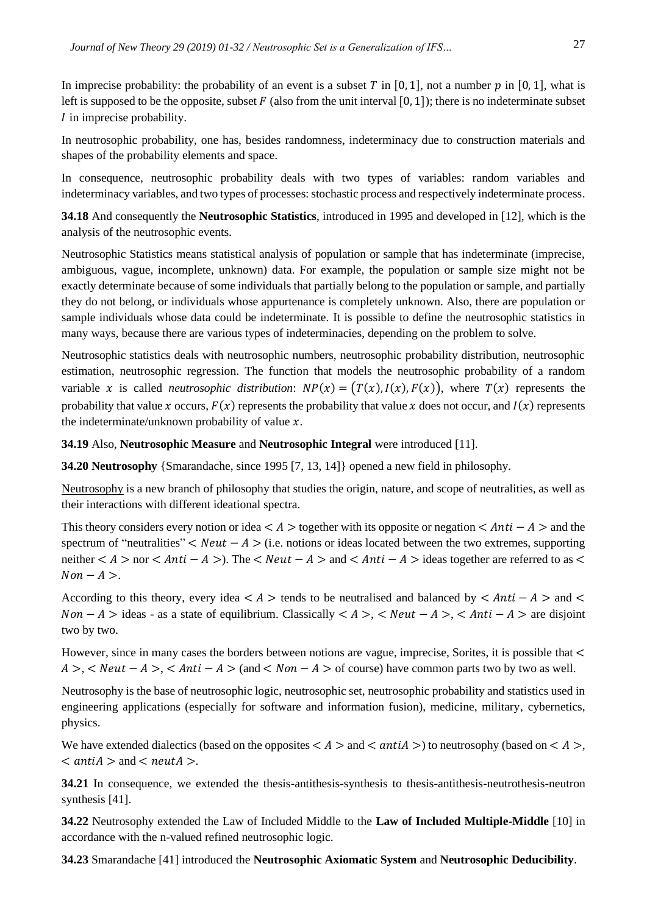In imprecise probability: the probability of an event is a subset $T$ in $[0, 1]$, not a number $p$ in $[0, 1]$, what is left is supposed to be the opposite, subset $F$ (also from the unit interval $[0, 1]$); there is no indeterminate subset $I$ in imprecise probability.

In neutrosophic probability, one has, besides randomness, indeterminacy due to construction materials and shapes of the probability elements and space.

In consequence, neutrosophic probability deals with two types of variables: random variables and indeterminacy variables, and two types of processes: stochastic process and respectively indeterminate process.

**34.18** And consequently the **Neutrosophic Statistics**, introduced in 1995 and developed in [12], which is the analysis of the neutrosophic events.

Neutrosophic Statistics means statistical analysis of population or sample that has indeterminate (imprecise, ambiguous, vague, incomplete, unknown) data. For example, the population or sample size might not be exactly determinate because of some individuals that partially belong to the population or sample, and partially they do not belong, or individuals whose appurtenance is completely unknown. Also, there are population or sample individuals whose data could be indeterminate. It is possible to define the neutrosophic statistics in many ways, because there are various types of indeterminacies, depending on the problem to solve.

Neutrosophic statistics deals with neutrosophic numbers, neutrosophic probability distribution, neutrosophic estimation, neutrosophic regression. The function that models the neutrosophic probability of a random variable $x$ is called *neutrosophic distribution*: $NP(x) = (T(x), I(x), F(x))$, where $T(x)$ represents the probability that value $x$ occurs, $F(x)$ represents the probability that value $x$ does not occur, and $I(x)$ represents the indeterminate/unknown probability of value $x$.

**34.19** Also, **Neutrosophic Measure** and **Neutrosophic Integral** were introduced [11].

**34.20 Neutrosophy** {Smarandache, since 1995 [7, 13, 14]} opened a new field in philosophy.

Neutrosophy is a new branch of philosophy that studies the origin, nature, and scope of neutralities, as well as their interactions with different ideational spectra.

This theory considers every notion or idea $< A >$ together with its opposite or negation $< Anti - A >$ and the spectrum of "neutralities" $< Neut - A >$ (i.e. notions or ideas located between the two extremes, supporting neither $< A >$ nor $< Anti - A >$). The $< Neut - A >$ and $< Anti - A >$ ideas together are referred to as $< Non - A >$.

According to this theory, every idea $< A >$ tends to be neutralised and balanced by $< Anti - A >$ and $< Non - A >$ ideas - as a state of equilibrium. Classically $< A >$, $< Neut - A >$, $< Anti - A >$ are disjoint two by two.

However, since in many cases the borders between notions are vague, imprecise, Sorites, it is possible that $< A >$, $< Neut - A >$, $< Anti - A >$ (and $< Non - A >$ of course) have common parts two by two as well.

Neutrosophy is the base of neutrosophic logic, neutrosophic set, neutrosophic probability and statistics used in engineering applications (especially for software and information fusion), medicine, military, cybernetics, physics.

We have extended dialectics (based on the opposites $< A >$ and $< antiA >$) to neutrosophy (based on $< A >$, $< antiA >$ and $< neutA >$.

**34.21** In consequence, we extended the thesis-antithesis-synthesis to thesis-antithesis-neutrothesis-neutron synthesis [41].

**34.22** Neutrosophy extended the Law of Included Middle to the **Law of Included Multiple-Middle** [10] in accordance with the n-valued refined neutrosophic logic.

**34.23** Smarandache [41] introduced the **Neutrosophic Axiomatic System** and **Neutrosophic Deducibility**.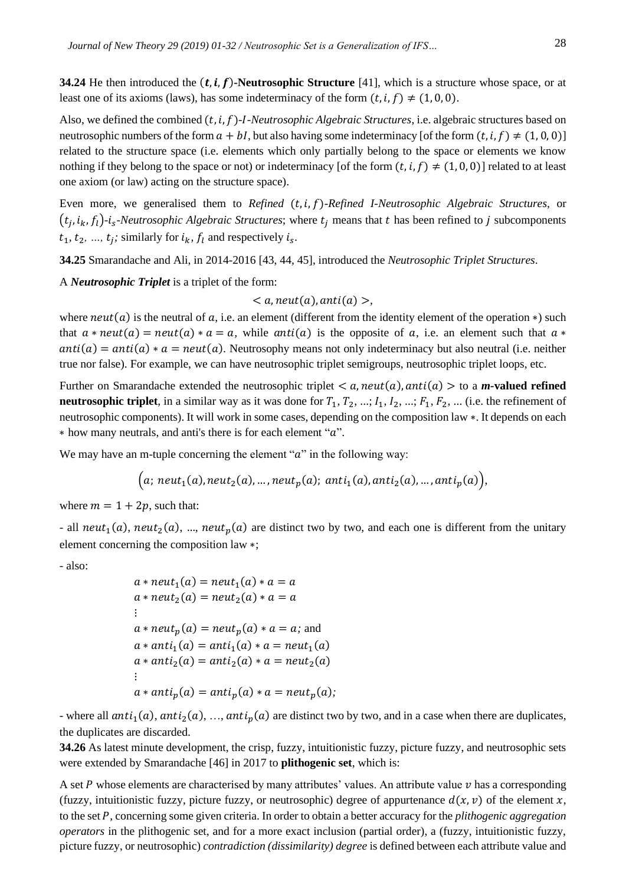**34.24** He then introduced the **$(t, i, f)$-Neutrosophic Structure** [41], which is a structure whose space, or at least one of its axioms (laws), has some indeterminacy of the form $(t, i, f) \neq (1, 0, 0)$.

Also, we defined the combined *$(t, i, f)$-I-Neutrosophic Algebraic Structures*, i.e. algebraic structures based on neutrosophic numbers of the form $a + bI$, but also having some indeterminacy [of the form $(t, i, f) \neq (1, 0, 0)$] related to the structure space (i.e. elements which only partially belong to the space or elements we know nothing if they belong to the space or not) or indeterminacy [of the form $(t, i, f) \neq (1, 0, 0)$] related to at least one axiom (or law) acting on the structure space).

Even more, we generalised them to *Refined $(t, i, f)$-Refined I-Neutrosophic Algebraic Structures*, or *$(t_j, i_k, f_l)$-$i_s$-Neutrosophic Algebraic Structures*; where $t_j$ means that $t$ has been refined to $j$ subcomponents $t_1, t_2, \ldots, t_j$; similarly for $i_k$, $f_l$ and respectively $i_s$.

**34.25** Smarandache and Ali, in 2014-2016 [43, 44, 45], introduced the *Neutrosophic Triplet Structures*.

A ***Neutrosophic Triplet*** is a triplet of the form:

$$< a, neut(a), anti(a) >,$$

where $neut(a)$ is the neutral of $a$, i.e. an element (different from the identity element of the operation $*$) such that $a * neut(a) = neut(a) * a = a$, while $anti(a)$ is the opposite of $a$, i.e. an element such that $a * anti(a) = anti(a) * a = neut(a)$. Neutrosophy means not only indeterminacy but also neutral (i.e. neither true nor false). For example, we can have neutrosophic triplet semigroups, neutrosophic triplet loops, etc.

Further on Smarandache extended the neutrosophic triplet $< a, neut(a), anti(a) >$ to a ***m*-valued refined neutrosophic triplet**, in a similar way as it was done for $T_1, T_2, \ldots; I_1, I_2, \ldots; F_1, F_2, \ldots$ (i.e. the refinement of neutrosophic components). It will work in some cases, depending on the composition law $*$. It depends on each $*$ how many neutrals, and anti's there is for each element "$a$".

We may have an m-tuple concerning the element "$a$" in the following way:

$$\left(a;\ neut_1(a), neut_2(a), \ldots, neut_p(a);\ anti_1(a), anti_2(a), \ldots, anti_p(a)\right),$$

where $m = 1 + 2p$, such that:

- all $neut_1(a)$, $neut_2(a)$, ..., $neut_p(a)$ are distinct two by two, and each one is different from the unitary element concerning the composition law $*$;

- also:

$$\begin{aligned}
&a * neut_1(a) = neut_1(a) * a = a\\
&a * neut_2(a) = neut_2(a) * a = a\\
&\vdots\\
&a * neut_p(a) = neut_p(a) * a = a; \text{ and}\\
&a * anti_1(a) = anti_1(a) * a = neut_1(a)\\
&a * anti_2(a) = anti_2(a) * a = neut_2(a)\\
&\vdots\\
&a * anti_p(a) = anti_p(a) * a = neut_p(a);
\end{aligned}$$

- where all $anti_1(a), anti_2(a), \ldots, anti_p(a)$ are distinct two by two, and in a case when there are duplicates, the duplicates are discarded.

**34.26** As latest minute development, the crisp, fuzzy, intuitionistic fuzzy, picture fuzzy, and neutrosophic sets were extended by Smarandache [46] in 2017 to **plithogenic set**, which is:

A set $P$ whose elements are characterised by many attributes' values. An attribute value $v$ has a corresponding (fuzzy, intuitionistic fuzzy, picture fuzzy, or neutrosophic) degree of appurtenance $d(x, v)$ of the element $x$, to the set $P$, concerning some given criteria. In order to obtain a better accuracy for the *plithogenic aggregation operators* in the plithogenic set, and for a more exact inclusion (partial order), a (fuzzy, intuitionistic fuzzy, picture fuzzy, or neutrosophic) *contradiction (dissimilarity) degree* is defined between each attribute value and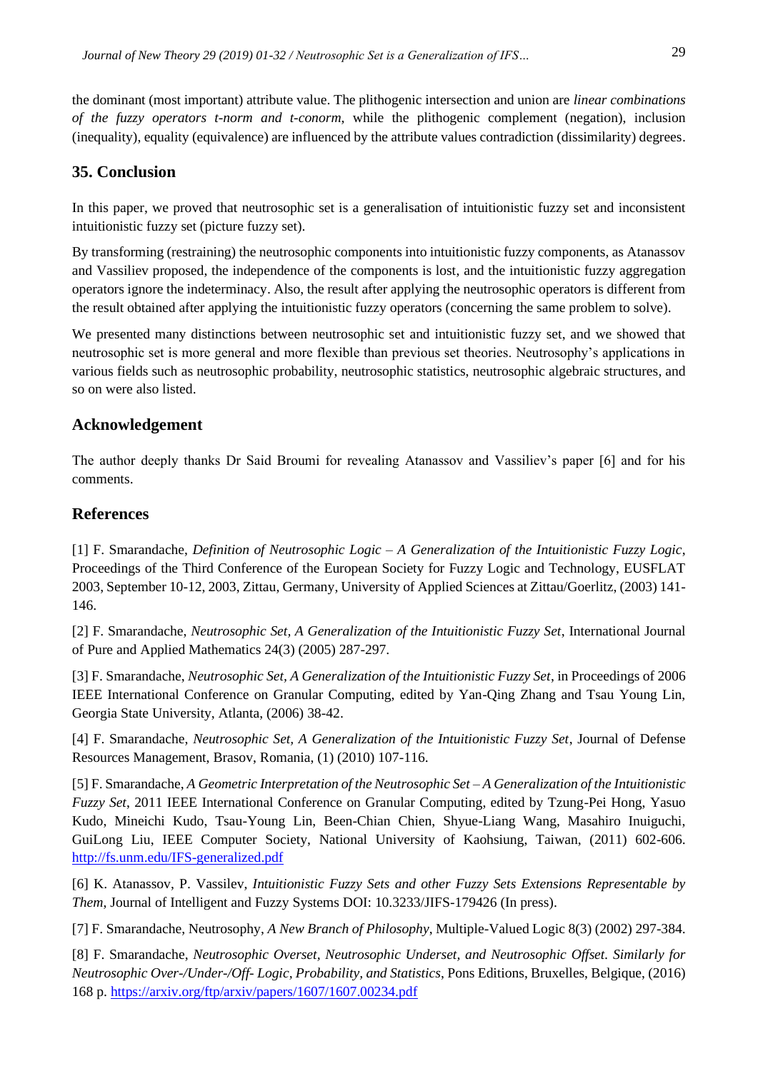the dominant (most important) attribute value. The plithogenic intersection and union are *linear combinations of the fuzzy operators t-norm and t-conorm*, while the plithogenic complement (negation), inclusion (inequality), equality (equivalence) are influenced by the attribute values contradiction (dissimilarity) degrees.

## 35. Conclusion

In this paper, we proved that neutrosophic set is a generalisation of intuitionistic fuzzy set and inconsistent intuitionistic fuzzy set (picture fuzzy set).

By transforming (restraining) the neutrosophic components into intuitionistic fuzzy components, as Atanassov and Vassiliev proposed, the independence of the components is lost, and the intuitionistic fuzzy aggregation operators ignore the indeterminacy. Also, the result after applying the neutrosophic operators is different from the result obtained after applying the intuitionistic fuzzy operators (concerning the same problem to solve).

We presented many distinctions between neutrosophic set and intuitionistic fuzzy set, and we showed that neutrosophic set is more general and more flexible than previous set theories. Neutrosophy's applications in various fields such as neutrosophic probability, neutrosophic statistics, neutrosophic algebraic structures, and so on were also listed.

## Acknowledgement

The author deeply thanks Dr Said Broumi for revealing Atanassov and Vassiliev's paper [6] and for his comments.

## References

[1] F. Smarandache, *Definition of Neutrosophic Logic – A Generalization of the Intuitionistic Fuzzy Logic*, Proceedings of the Third Conference of the European Society for Fuzzy Logic and Technology, EUSFLAT 2003, September 10-12, 2003, Zittau, Germany, University of Applied Sciences at Zittau/Goerlitz, (2003) 141-146.

[2] F. Smarandache, *Neutrosophic Set, A Generalization of the Intuitionistic Fuzzy Set*, International Journal of Pure and Applied Mathematics 24(3) (2005) 287-297.

[3] F. Smarandache, *Neutrosophic Set, A Generalization of the Intuitionistic Fuzzy Set*, in Proceedings of 2006 IEEE International Conference on Granular Computing, edited by Yan-Qing Zhang and Tsau Young Lin, Georgia State University, Atlanta, (2006) 38-42.

[4] F. Smarandache, *Neutrosophic Set, A Generalization of the Intuitionistic Fuzzy Set*, Journal of Defense Resources Management, Brasov, Romania, (1) (2010) 107-116.

[5] F. Smarandache, *A Geometric Interpretation of the Neutrosophic Set – A Generalization of the Intuitionistic Fuzzy Set*, 2011 IEEE International Conference on Granular Computing, edited by Tzung-Pei Hong, Yasuo Kudo, Mineichi Kudo, Tsau-Young Lin, Been-Chian Chien, Shyue-Liang Wang, Masahiro Inuiguchi, GuiLong Liu, IEEE Computer Society, National University of Kaohsiung, Taiwan, (2011) 602-606. http://fs.unm.edu/IFS-generalized.pdf

[6] K. Atanassov, P. Vassilev, *Intuitionistic Fuzzy Sets and other Fuzzy Sets Extensions Representable by Them*, Journal of Intelligent and Fuzzy Systems DOI: 10.3233/JIFS-179426 (In press).

[7] F. Smarandache, Neutrosophy, *A New Branch of Philosophy*, Multiple-Valued Logic 8(3) (2002) 297-384.

[8] F. Smarandache, *Neutrosophic Overset, Neutrosophic Underset, and Neutrosophic Offset. Similarly for Neutrosophic Over-/Under-/Off- Logic, Probability, and Statistics*, Pons Editions, Bruxelles, Belgique, (2016) 168 p. https://arxiv.org/ftp/arxiv/papers/1607/1607.00234.pdf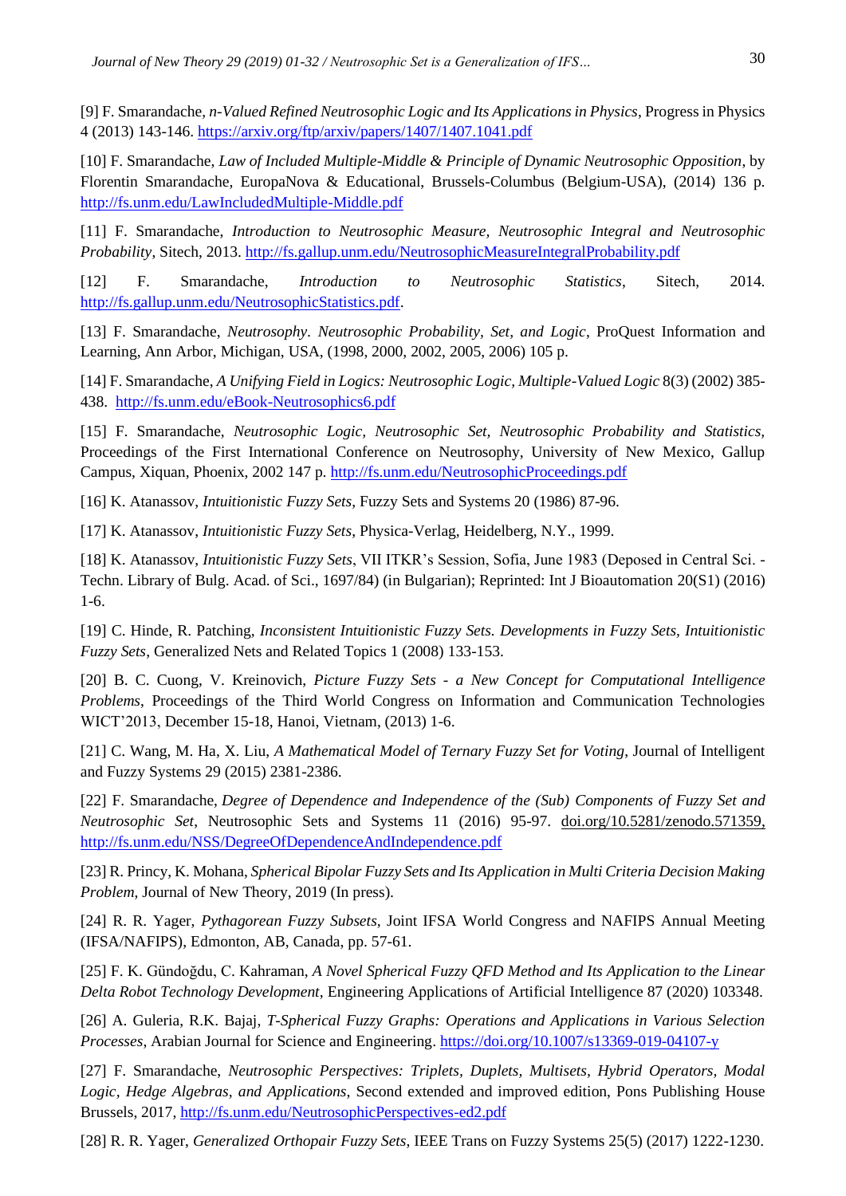[9] F. Smarandache, *n-Valued Refined Neutrosophic Logic and Its Applications in Physics*, Progress in Physics 4 (2013) 143-146. https://arxiv.org/ftp/arxiv/papers/1407/1407.1041.pdf

[10] F. Smarandache, *Law of Included Multiple-Middle & Principle of Dynamic Neutrosophic Opposition*, by Florentin Smarandache, EuropaNova & Educational, Brussels-Columbus (Belgium-USA), (2014) 136 p. http://fs.unm.edu/LawIncludedMultiple-Middle.pdf

[11] F. Smarandache, *Introduction to Neutrosophic Measure, Neutrosophic Integral and Neutrosophic Probability*, Sitech, 2013. http://fs.gallup.unm.edu/NeutrosophicMeasureIntegralProbability.pdf

[12] F. Smarandache, *Introduction to Neutrosophic Statistics*, Sitech, 2014. http://fs.gallup.unm.edu/NeutrosophicStatistics.pdf.

[13] F. Smarandache, *Neutrosophy. Neutrosophic Probability, Set, and Logic*, ProQuest Information and Learning, Ann Arbor, Michigan, USA, (1998, 2000, 2002, 2005, 2006) 105 p.

[14] F. Smarandache, *A Unifying Field in Logics: Neutrosophic Logic*, *Multiple-Valued Logic* 8(3) (2002) 385-438. http://fs.unm.edu/eBook-Neutrosophics6.pdf

[15] F. Smarandache, *Neutrosophic Logic, Neutrosophic Set, Neutrosophic Probability and Statistics*, Proceedings of the First International Conference on Neutrosophy, University of New Mexico, Gallup Campus, Xiquan, Phoenix, 2002 147 p. http://fs.unm.edu/NeutrosophicProceedings.pdf

[16] K. Atanassov, *Intuitionistic Fuzzy Sets*, Fuzzy Sets and Systems 20 (1986) 87-96.

[17] K. Atanassov, *Intuitionistic Fuzzy Sets*, Physica-Verlag, Heidelberg, N.Y., 1999.

[18] K. Atanassov, *Intuitionistic Fuzzy Sets*, VII ITKR's Session, Sofia, June 1983 (Deposed in Central Sci. - Techn. Library of Bulg. Acad. of Sci., 1697/84) (in Bulgarian); Reprinted: Int J Bioautomation 20(S1) (2016) 1-6.

[19] C. Hinde, R. Patching, *Inconsistent Intuitionistic Fuzzy Sets. Developments in Fuzzy Sets, Intuitionistic Fuzzy Sets*, Generalized Nets and Related Topics 1 (2008) 133-153.

[20] B. C. Cuong, V. Kreinovich, *Picture Fuzzy Sets - a New Concept for Computational Intelligence Problems*, Proceedings of the Third World Congress on Information and Communication Technologies WICT'2013, December 15-18, Hanoi, Vietnam, (2013) 1-6.

[21] C. Wang, M. Ha, X. Liu, *A Mathematical Model of Ternary Fuzzy Set for Voting*, Journal of Intelligent and Fuzzy Systems 29 (2015) 2381-2386.

[22] F. Smarandache, *Degree of Dependence and Independence of the (Sub) Components of Fuzzy Set and Neutrosophic Set*, Neutrosophic Sets and Systems 11 (2016) 95-97. doi.org/10.5281/zenodo.571359, http://fs.unm.edu/NSS/DegreeOfDependenceAndIndependence.pdf

[23] R. Princy, K. Mohana, *Spherical Bipolar Fuzzy Sets and Its Application in Multi Criteria Decision Making Problem*, Journal of New Theory, 2019 (In press).

[24] R. R. Yager, *Pythagorean Fuzzy Subsets*, Joint IFSA World Congress and NAFIPS Annual Meeting (IFSA/NAFIPS), Edmonton, AB, Canada, pp. 57-61.

[25] F. K. Gündoğdu, C. Kahraman, *A Novel Spherical Fuzzy QFD Method and Its Application to the Linear Delta Robot Technology Development*, Engineering Applications of Artificial Intelligence 87 (2020) 103348.

[26] A. Guleria, R.K. Bajaj, *T-Spherical Fuzzy Graphs: Operations and Applications in Various Selection Processes*, Arabian Journal for Science and Engineering. https://doi.org/10.1007/s13369-019-04107-y

[27] F. Smarandache, *Neutrosophic Perspectives: Triplets, Duplets, Multisets, Hybrid Operators, Modal Logic, Hedge Algebras, and Applications*, Second extended and improved edition, Pons Publishing House Brussels, 2017, http://fs.unm.edu/NeutrosophicPerspectives-ed2.pdf

[28] R. R. Yager, *Generalized Orthopair Fuzzy Sets*, IEEE Trans on Fuzzy Systems 25(5) (2017) 1222-1230.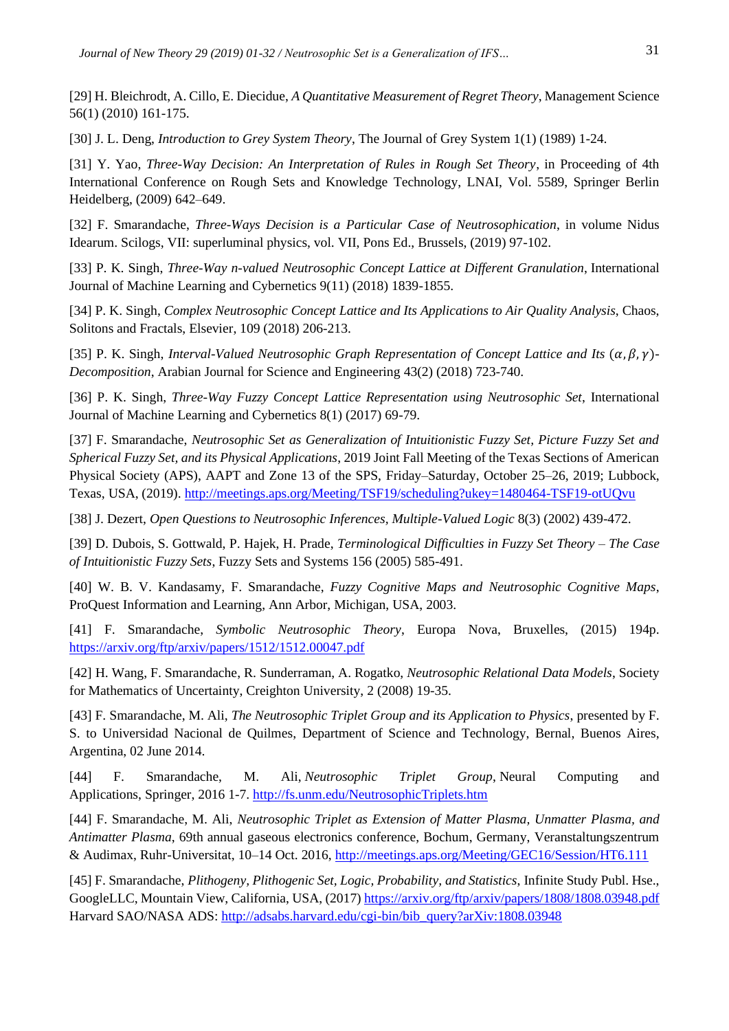[29] H. Bleichrodt, A. Cillo, E. Diecidue, *A Quantitative Measurement of Regret Theory*, Management Science 56(1) (2010) 161-175.

[30] J. L. Deng, *Introduction to Grey System Theory*, The Journal of Grey System 1(1) (1989) 1-24.

[31] Y. Yao, *Three-Way Decision: An Interpretation of Rules in Rough Set Theory*, in Proceeding of 4th International Conference on Rough Sets and Knowledge Technology, LNAI, Vol. 5589, Springer Berlin Heidelberg, (2009) 642–649.

[32] F. Smarandache, *Three-Ways Decision is a Particular Case of Neutrosophication*, in volume Nidus Idearum. Scilogs, VII: superluminal physics, vol. VII, Pons Ed., Brussels, (2019) 97-102.

[33] P. K. Singh, *Three-Way n-valued Neutrosophic Concept Lattice at Different Granulation*, International Journal of Machine Learning and Cybernetics 9(11) (2018) 1839-1855.

[34] P. K. Singh, *Complex Neutrosophic Concept Lattice and Its Applications to Air Quality Analysis*, Chaos, Solitons and Fractals, Elsevier, 109 (2018) 206-213.

[35] P. K. Singh, *Interval-Valued Neutrosophic Graph Representation of Concept Lattice and Its* $(\alpha, \beta, \gamma)$*-Decomposition*, Arabian Journal for Science and Engineering 43(2) (2018) 723-740.

[36] P. K. Singh, *Three-Way Fuzzy Concept Lattice Representation using Neutrosophic Set*, International Journal of Machine Learning and Cybernetics 8(1) (2017) 69-79.

[37] F. Smarandache, *Neutrosophic Set as Generalization of Intuitionistic Fuzzy Set, Picture Fuzzy Set and Spherical Fuzzy Set, and its Physical Applications*, 2019 Joint Fall Meeting of the Texas Sections of American Physical Society (APS), AAPT and Zone 13 of the SPS, Friday–Saturday, October 25–26, 2019; Lubbock, Texas, USA, (2019). http://meetings.aps.org/Meeting/TSF19/scheduling?ukey=1480464-TSF19-otUQvu

[38] J. Dezert, *Open Questions to Neutrosophic Inferences*, *Multiple-Valued Logic* 8(3) (2002) 439-472.

[39] D. Dubois, S. Gottwald, P. Hajek, H. Prade, *Terminological Difficulties in Fuzzy Set Theory – The Case of Intuitionistic Fuzzy Sets*, Fuzzy Sets and Systems 156 (2005) 585-491.

[40] W. B. V. Kandasamy, F. Smarandache, *Fuzzy Cognitive Maps and Neutrosophic Cognitive Maps*, ProQuest Information and Learning, Ann Arbor, Michigan, USA, 2003.

[41] F. Smarandache, *Symbolic Neutrosophic Theory*, Europa Nova, Bruxelles, (2015) 194p. https://arxiv.org/ftp/arxiv/papers/1512/1512.00047.pdf

[42] H. Wang, F. Smarandache, R. Sunderraman, A. Rogatko, *Neutrosophic Relational Data Models*, Society for Mathematics of Uncertainty, Creighton University, 2 (2008) 19-35.

[43] F. Smarandache, M. Ali, *The Neutrosophic Triplet Group and its Application to Physics*, presented by F. S. to Universidad Nacional de Quilmes, Department of Science and Technology, Bernal, Buenos Aires, Argentina, 02 June 2014.

[44] F. Smarandache, M. Ali, *Neutrosophic Triplet Group*, Neural Computing and Applications, Springer, 2016 1-7. http://fs.unm.edu/NeutrosophicTriplets.htm

[44] F. Smarandache, M. Ali, *Neutrosophic Triplet as Extension of Matter Plasma, Unmatter Plasma, and Antimatter Plasma*, 69th annual gaseous electronics conference, Bochum, Germany, Veranstaltungszentrum & Audimax, Ruhr-Universitat, 10–14 Oct. 2016, http://meetings.aps.org/Meeting/GEC16/Session/HT6.111

[45] F. Smarandache, *Plithogeny, Plithogenic Set, Logic, Probability, and Statistics*, Infinite Study Publ. Hse., GoogleLLC, Mountain View, California, USA, (2017) https://arxiv.org/ftp/arxiv/papers/1808/1808.03948.pdf Harvard SAO/NASA ADS: http://adsabs.harvard.edu/cgi-bin/bib_query?arXiv:1808.03948